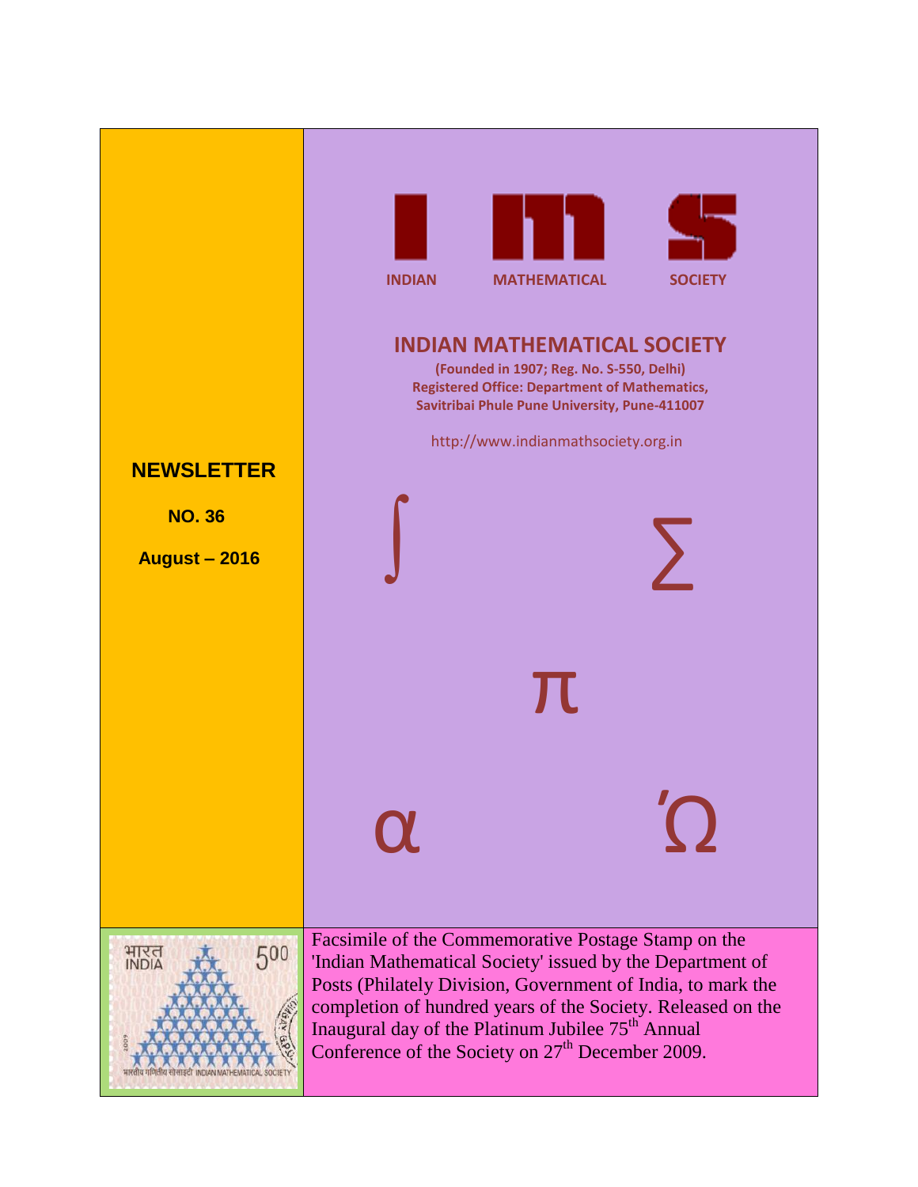INDIAN MATHEMATICAL SOCIETY

# INDIAN MATHEMATICAL SOCIETY

**(Founded in 1907; Reg. No. S-550, Delhi)**
**Registered Office: Department of Mathematics,**
**Savitribai Phule Pune University, Pune-411007**

http://www.indianmathsociety.org.in

## NEWSLETTER

**NO. 36**

**August – 2016**

Facsimile of the Commemorative Postage Stamp on the 'Indian Mathematical Society' issued by the Department of Posts (Philately Division, Government of India, to mark the completion of hundred years of the Society. Released on the Inaugural day of the Platinum Jubilee 75th Annual Conference of the Society on 27th December 2009.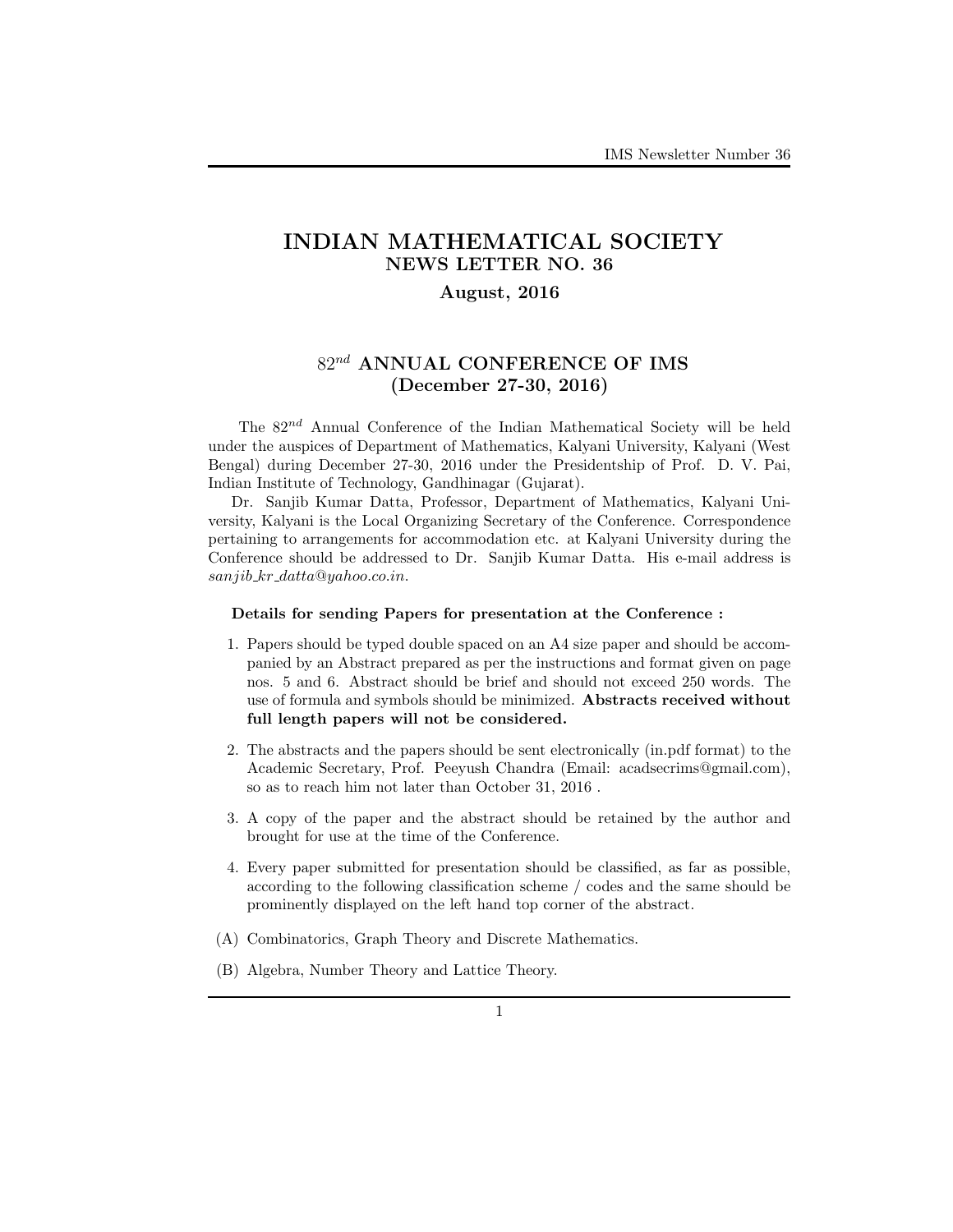# INDIAN MATHEMATICAL SOCIETY
## NEWS LETTER NO. 36
### August, 2016

## $82^{nd}$ ANNUAL CONFERENCE OF IMS
## (December 27-30, 2016)

The $82^{nd}$ Annual Conference of the Indian Mathematical Society will be held under the auspices of Department of Mathematics, Kalyani University, Kalyani (West Bengal) during December 27-30, 2016 under the Presidentship of Prof. D. V. Pai, Indian Institute of Technology, Gandhinagar (Gujarat).

Dr. Sanjib Kumar Datta, Professor, Department of Mathematics, Kalyani University, Kalyani is the Local Organizing Secretary of the Conference. Correspondence pertaining to arrangements for accommodation etc. at Kalyani University during the Conference should be addressed to Dr. Sanjib Kumar Datta. His e-mail address is *sanjib_kr_datta@yahoo.co.in*.

**Details for sending Papers for presentation at the Conference :**

1. Papers should be typed double spaced on an A4 size paper and should be accompanied by an Abstract prepared as per the instructions and format given on page nos. 5 and 6. Abstract should be brief and should not exceed 250 words. The use of formula and symbols should be minimized. **Abstracts received without full length papers will not be considered.**

2. The abstracts and the papers should be sent electronically (in.pdf format) to the Academic Secretary, Prof. Peeyush Chandra (Email: acadsecrims@gmail.com), so as to reach him not later than October 31, 2016 .

3. A copy of the paper and the abstract should be retained by the author and brought for use at the time of the Conference.

4. Every paper submitted for presentation should be classified, as far as possible, according to the following classification scheme / codes and the same should be prominently displayed on the left hand top corner of the abstract.

(A) Combinatorics, Graph Theory and Discrete Mathematics.

(B) Algebra, Number Theory and Lattice Theory.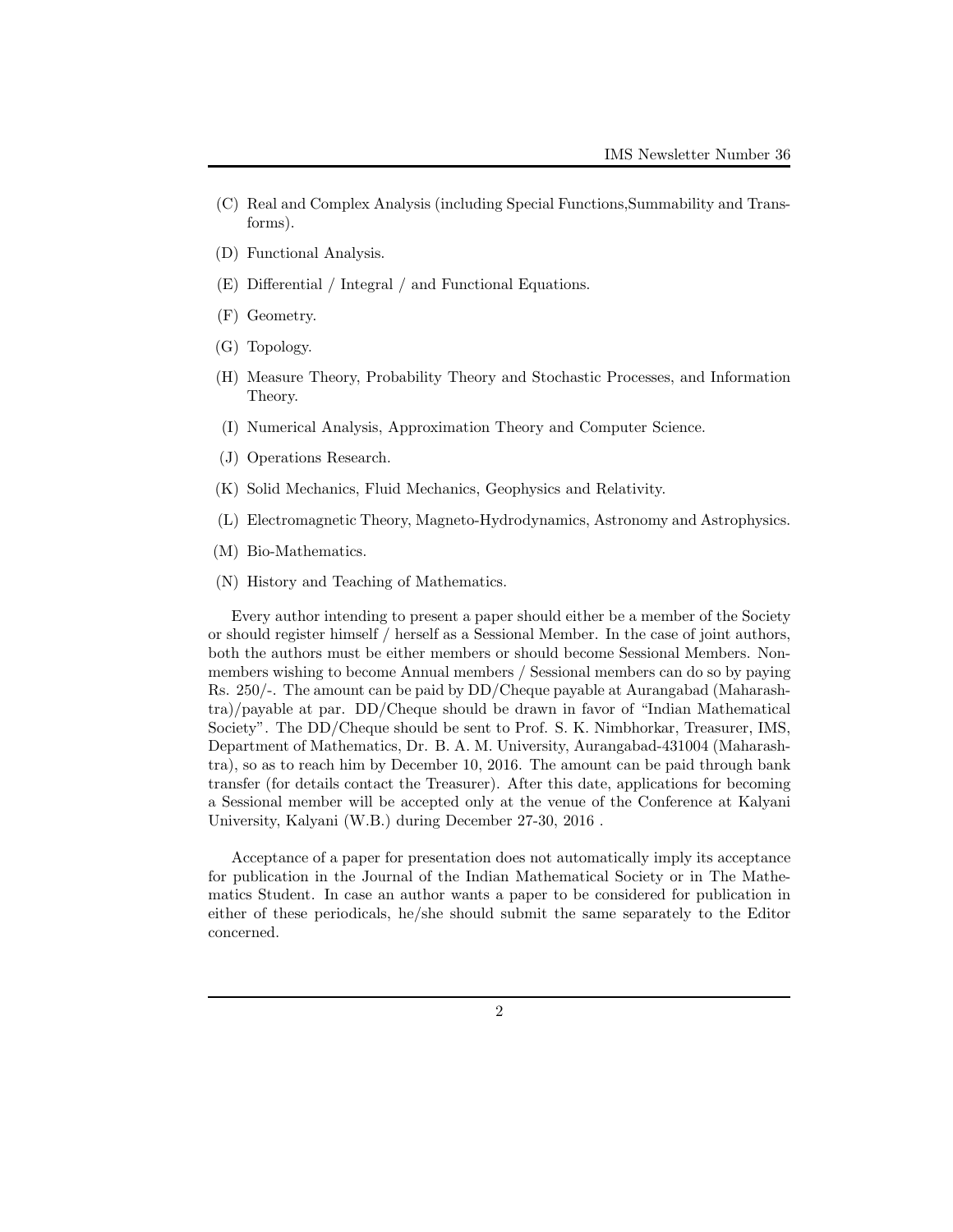(C) Real and Complex Analysis (including Special Functions,Summability and Transforms).

(D) Functional Analysis.

(E) Differential / Integral / and Functional Equations.

(F) Geometry.

(G) Topology.

(H) Measure Theory, Probability Theory and Stochastic Processes, and Information Theory.

(I) Numerical Analysis, Approximation Theory and Computer Science.

(J) Operations Research.

(K) Solid Mechanics, Fluid Mechanics, Geophysics and Relativity.

(L) Electromagnetic Theory, Magneto-Hydrodynamics, Astronomy and Astrophysics.

(M) Bio-Mathematics.

(N) History and Teaching of Mathematics.

Every author intending to present a paper should either be a member of the Society or should register himself / herself as a Sessional Member. In the case of joint authors, both the authors must be either members or should become Sessional Members. Non-members wishing to become Annual members / Sessional members can do so by paying Rs. 250/-. The amount can be paid by DD/Cheque payable at Aurangabad (Maharashtra)/payable at par. DD/Cheque should be drawn in favor of "Indian Mathematical Society". The DD/Cheque should be sent to Prof. S. K. Nimbhorkar, Treasurer, IMS, Department of Mathematics, Dr. B. A. M. University, Aurangabad-431004 (Maharashtra), so as to reach him by December 10, 2016. The amount can be paid through bank transfer (for details contact the Treasurer). After this date, applications for becoming a Sessional member will be accepted only at the venue of the Conference at Kalyani University, Kalyani (W.B.) during December 27-30, 2016 .

Acceptance of a paper for presentation does not automatically imply its acceptance for publication in the Journal of the Indian Mathematical Society or in The Mathematics Student. In case an author wants a paper to be considered for publication in either of these periodicals, he/she should submit the same separately to the Editor concerned.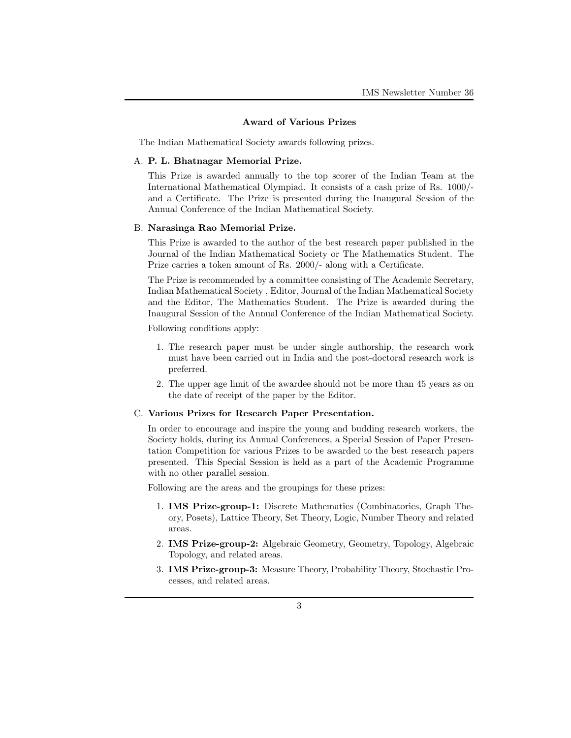## Award of Various Prizes

The Indian Mathematical Society awards following prizes.

A. **P. L. Bhatnagar Memorial Prize.**

This Prize is awarded annually to the top scorer of the Indian Team at the International Mathematical Olympiad. It consists of a cash prize of Rs. 1000/- and a Certificate. The Prize is presented during the Inaugural Session of the Annual Conference of the Indian Mathematical Society.

B. **Narasinga Rao Memorial Prize.**

This Prize is awarded to the author of the best research paper published in the Journal of the Indian Mathematical Society or The Mathematics Student. The Prize carries a token amount of Rs. 2000/- along with a Certificate.

The Prize is recommended by a committee consisting of The Academic Secretary, Indian Mathematical Society , Editor, Journal of the Indian Mathematical Society and the Editor, The Mathematics Student. The Prize is awarded during the Inaugural Session of the Annual Conference of the Indian Mathematical Society.

Following conditions apply:

1. The research paper must be under single authorship, the research work must have been carried out in India and the post-doctoral research work is preferred.
2. The upper age limit of the awardee should not be more than 45 years as on the date of receipt of the paper by the Editor.

C. **Various Prizes for Research Paper Presentation.**

In order to encourage and inspire the young and budding research workers, the Society holds, during its Annual Conferences, a Special Session of Paper Presentation Competition for various Prizes to be awarded to the best research papers presented. This Special Session is held as a part of the Academic Programme with no other parallel session.

Following are the areas and the groupings for these prizes:

1. **IMS Prize-group-1:** Discrete Mathematics (Combinatorics, Graph Theory, Posets), Lattice Theory, Set Theory, Logic, Number Theory and related areas.
2. **IMS Prize-group-2:** Algebraic Geometry, Geometry, Topology, Algebraic Topology, and related areas.
3. **IMS Prize-group-3:** Measure Theory, Probability Theory, Stochastic Processes, and related areas.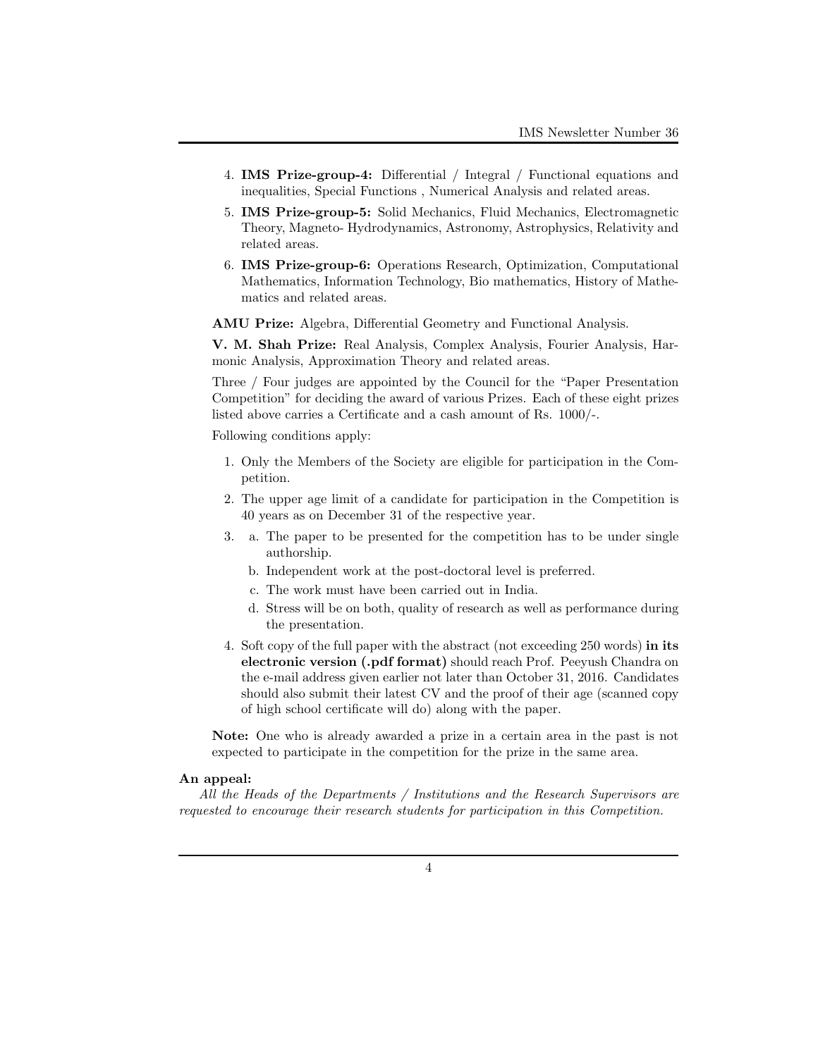4. **IMS Prize-group-4:** Differential / Integral / Functional equations and inequalities, Special Functions , Numerical Analysis and related areas.
5. **IMS Prize-group-5:** Solid Mechanics, Fluid Mechanics, Electromagnetic Theory, Magneto- Hydrodynamics, Astronomy, Astrophysics, Relativity and related areas.
6. **IMS Prize-group-6:** Operations Research, Optimization, Computational Mathematics, Information Technology, Bio mathematics, History of Mathematics and related areas.

**AMU Prize:** Algebra, Differential Geometry and Functional Analysis.

**V. M. Shah Prize:** Real Analysis, Complex Analysis, Fourier Analysis, Harmonic Analysis, Approximation Theory and related areas.

Three / Four judges are appointed by the Council for the "Paper Presentation Competition" for deciding the award of various Prizes. Each of these eight prizes listed above carries a Certificate and a cash amount of Rs. 1000/-.

Following conditions apply:

1. Only the Members of the Society are eligible for participation in the Competition.
2. The upper age limit of a candidate for participation in the Competition is 40 years as on December 31 of the respective year.
3. 
   a. The paper to be presented for the competition has to be under single authorship.
   b. Independent work at the post-doctoral level is preferred.
   c. The work must have been carried out in India.
   d. Stress will be on both, quality of research as well as performance during the presentation.
4. Soft copy of the full paper with the abstract (not exceeding 250 words) **in its electronic version (.pdf format)** should reach Prof. Peeyush Chandra on the e-mail address given earlier not later than October 31, 2016. Candidates should also submit their latest CV and the proof of their age (scanned copy of high school certificate will do) along with the paper.

**Note:** One who is already awarded a prize in a certain area in the past is not expected to participate in the competition for the prize in the same area.

**An appeal:**

*All the Heads of the Departments / Institutions and the Research Supervisors are requested to encourage their research students for participation in this Competition.*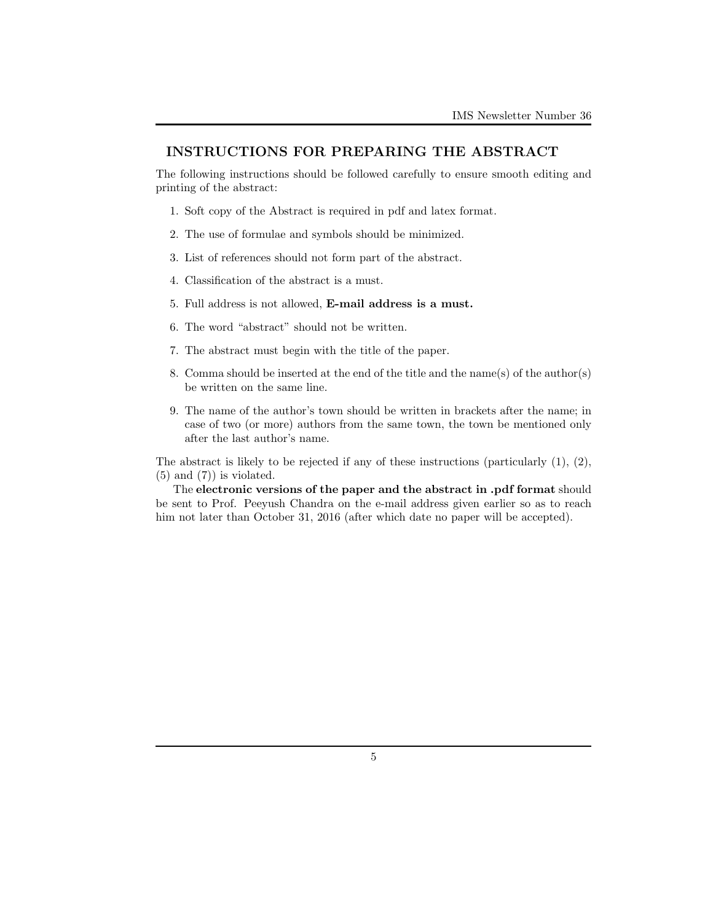## INSTRUCTIONS FOR PREPARING THE ABSTRACT

The following instructions should be followed carefully to ensure smooth editing and printing of the abstract:

1. Soft copy of the Abstract is required in pdf and latex format.
2. The use of formulae and symbols should be minimized.
3. List of references should not form part of the abstract.
4. Classification of the abstract is a must.
5. Full address is not allowed, **E-mail address is a must.**
6. The word "abstract" should not be written.
7. The abstract must begin with the title of the paper.
8. Comma should be inserted at the end of the title and the name(s) of the author(s) be written on the same line.
9. The name of the author's town should be written in brackets after the name; in case of two (or more) authors from the same town, the town be mentioned only after the last author's name.

The abstract is likely to be rejected if any of these instructions (particularly (1), (2), (5) and (7)) is violated.

The **electronic versions of the paper and the abstract in .pdf format** should be sent to Prof. Peeyush Chandra on the e-mail address given earlier so as to reach him not later than October 31, 2016 (after which date no paper will be accepted).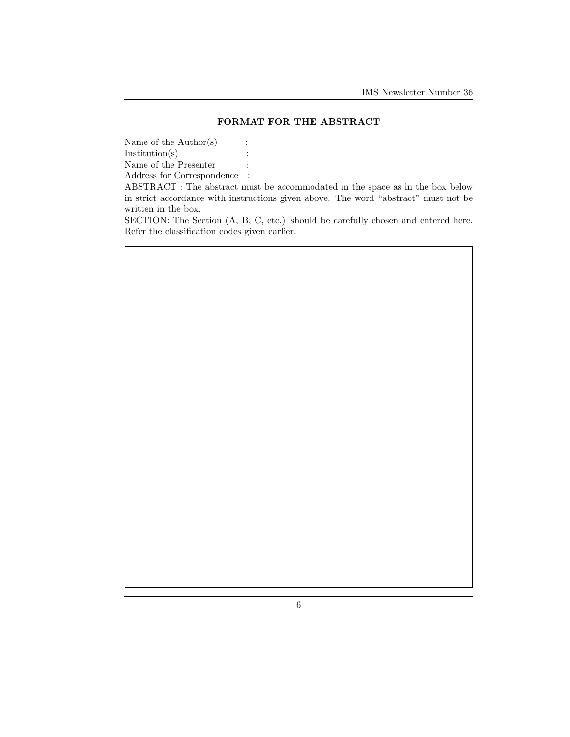## FORMAT FOR THE ABSTRACT

Name of the Author(s) :
Institution(s) :
Name of the Presenter :
Address for Correspondence :

ABSTRACT : The abstract must be accommodated in the space as in the box below in strict accordance with instructions given above. The word "abstract" must not be written in the box.

SECTION: The Section (A, B, C, etc.) should be carefully chosen and entered here. Refer the classification codes given earlier.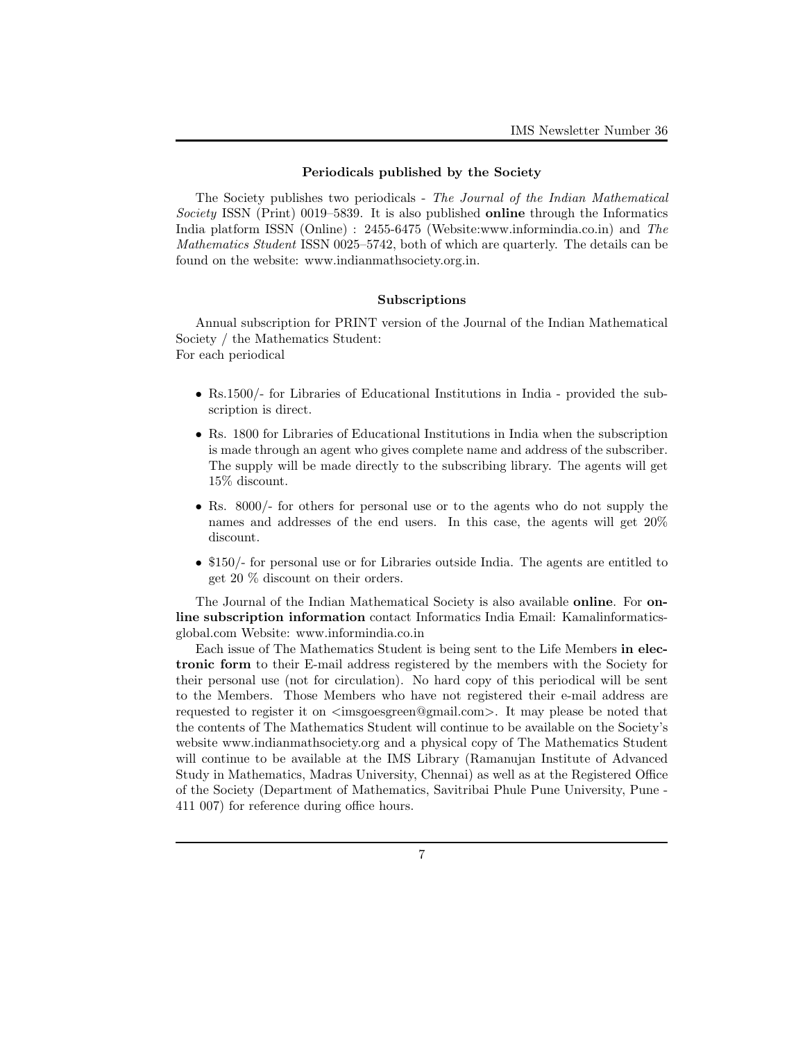### Periodicals published by the Society

The Society publishes two periodicals - *The Journal of the Indian Mathematical Society* ISSN (Print) 0019–5839. It is also published **online** through the Informatics India platform ISSN (Online) : 2455-6475 (Website:www.informindia.co.in) and *The Mathematics Student* ISSN 0025–5742, both of which are quarterly. The details can be found on the website: www.indianmathsociety.org.in.

### Subscriptions

Annual subscription for PRINT version of the Journal of the Indian Mathematical Society / the Mathematics Student:
For each periodical

- Rs.1500/- for Libraries of Educational Institutions in India - provided the subscription is direct.
- Rs. 1800 for Libraries of Educational Institutions in India when the subscription is made through an agent who gives complete name and address of the subscriber. The supply will be made directly to the subscribing library. The agents will get 15% discount.
- Rs. 8000/- for others for personal use or to the agents who do not supply the names and addresses of the end users. In this case, the agents will get 20% discount.
- $150/- for personal use or for Libraries outside India. The agents are entitled to get 20 % discount on their orders.

The Journal of the Indian Mathematical Society is also available **online**. For **online subscription information** contact Informatics India Email: Kamalinformatics-global.com Website: www.informindia.co.in

Each issue of The Mathematics Student is being sent to the Life Members **in electronic form** to their E-mail address registered by the members with the Society for their personal use (not for circulation). No hard copy of this periodical will be sent to the Members. Those Members who have not registered their e-mail address are requested to register it on <imsgoesgreen@gmail.com>. It may please be noted that the contents of The Mathematics Student will continue to be available on the Society's website www.indianmathsociety.org and a physical copy of The Mathematics Student will continue to be available at the IMS Library (Ramanujan Institute of Advanced Study in Mathematics, Madras University, Chennai) as well as at the Registered Office of the Society (Department of Mathematics, Savitribai Phule Pune University, Pune - 411 007) for reference during office hours.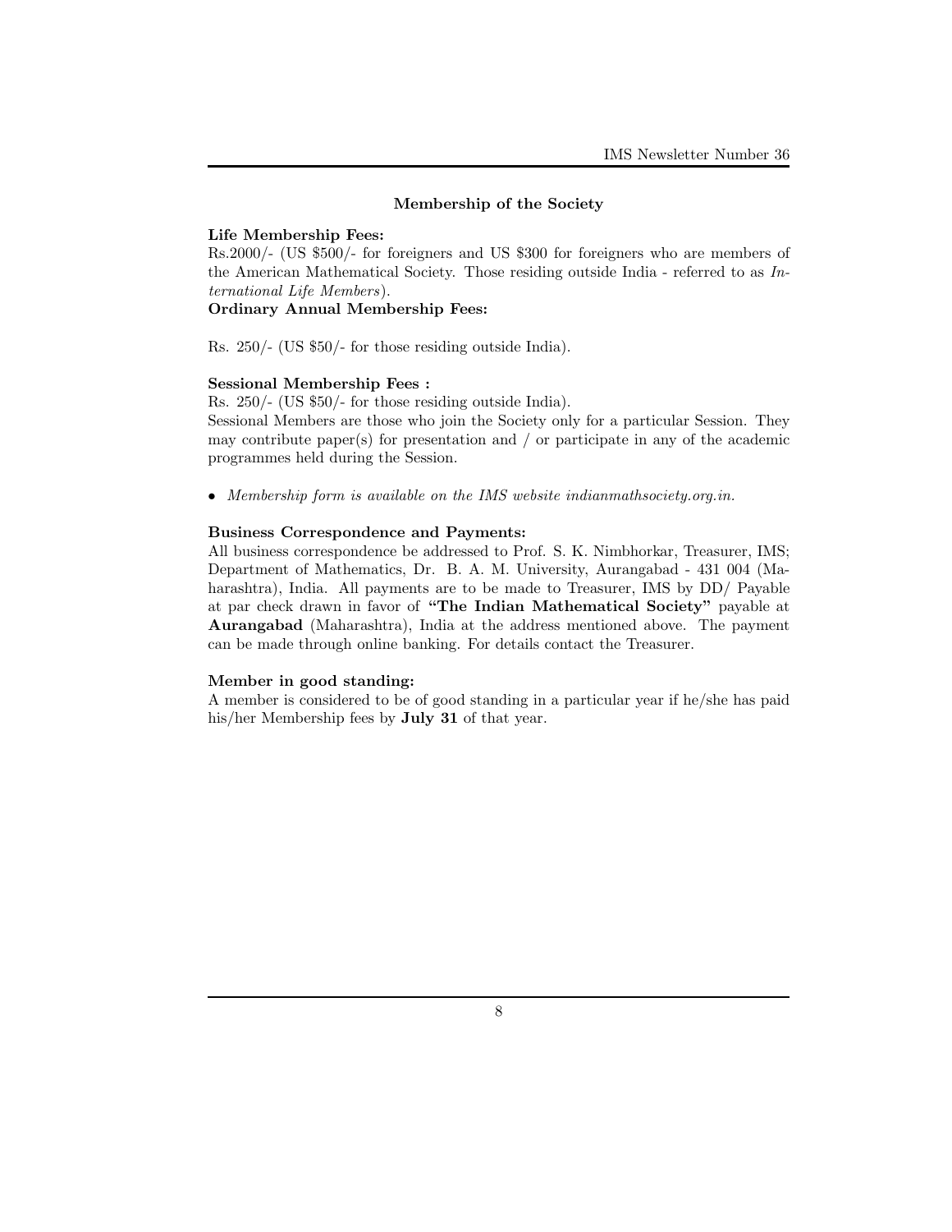## Membership of the Society

**Life Membership Fees:**
Rs.2000/- (US $500/- for foreigners and US $300 for foreigners who are members of the American Mathematical Society. Those residing outside India - referred to as *International Life Members*).

**Ordinary Annual Membership Fees:**

Rs. 250/- (US $50/- for those residing outside India).

**Sessional Membership Fees :**
Rs. 250/- (US $50/- for those residing outside India).
Sessional Members are those who join the Society only for a particular Session. They may contribute paper(s) for presentation and / or participate in any of the academic programmes held during the Session.

- *Membership form is available on the IMS website indianmathsociety.org.in.*

**Business Correspondence and Payments:**
All business correspondence be addressed to Prof. S. K. Nimbhorkar, Treasurer, IMS; Department of Mathematics, Dr. B. A. M. University, Aurangabad - 431 004 (Maharashtra), India. All payments are to be made to Treasurer, IMS by DD/ Payable at par check drawn in favor of **"The Indian Mathematical Society"** payable at **Aurangabad** (Maharashtra), India at the address mentioned above. The payment can be made through online banking. For details contact the Treasurer.

**Member in good standing:**
A member is considered to be of good standing in a particular year if he/she has paid his/her Membership fees by **July 31** of that year.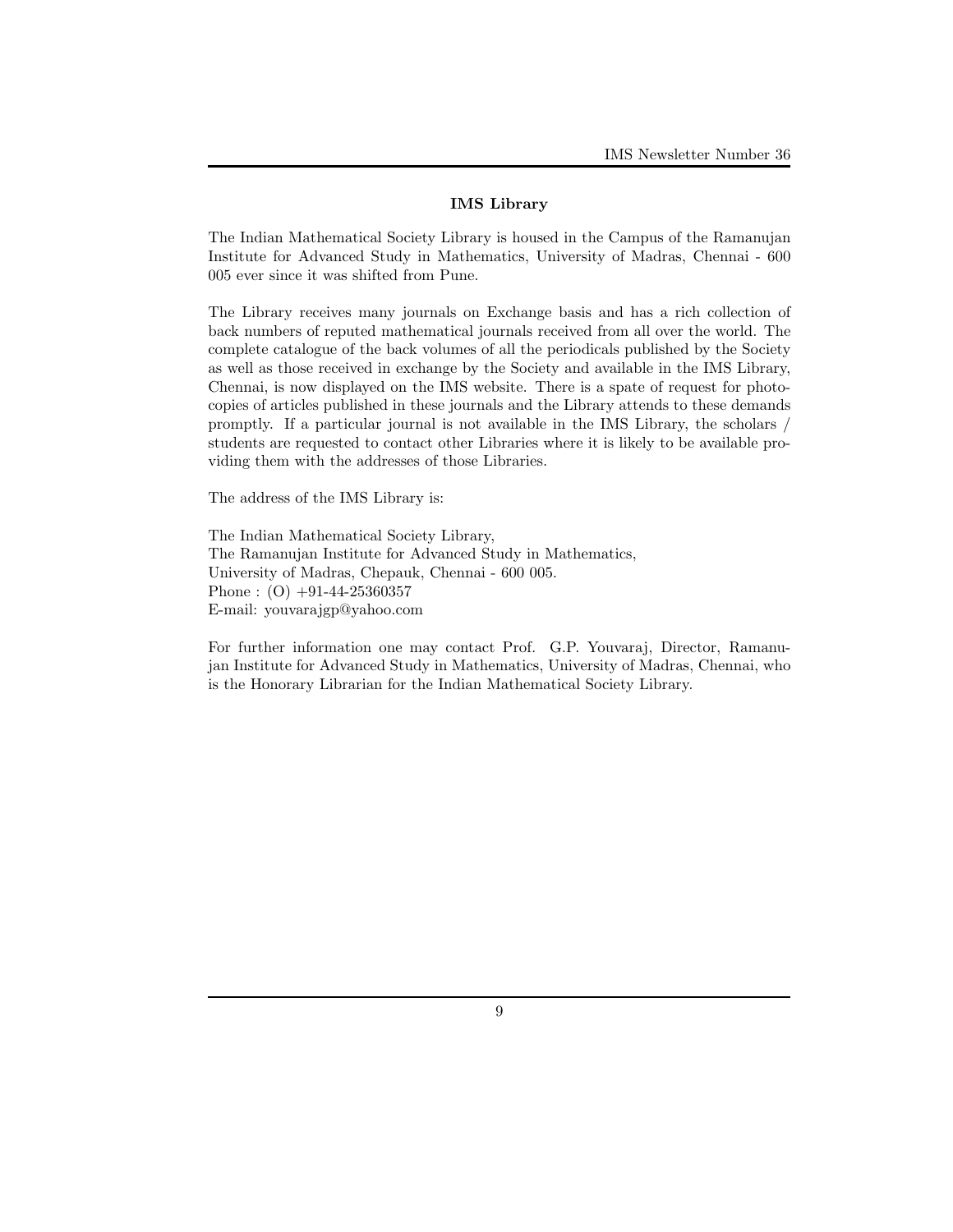## IMS Library

The Indian Mathematical Society Library is housed in the Campus of the Ramanujan Institute for Advanced Study in Mathematics, University of Madras, Chennai - 600 005 ever since it was shifted from Pune.

The Library receives many journals on Exchange basis and has a rich collection of back numbers of reputed mathematical journals received from all over the world. The complete catalogue of the back volumes of all the periodicals published by the Society as well as those received in exchange by the Society and available in the IMS Library, Chennai, is now displayed on the IMS website. There is a spate of request for photocopies of articles published in these journals and the Library attends to these demands promptly. If a particular journal is not available in the IMS Library, the scholars / students are requested to contact other Libraries where it is likely to be available providing them with the addresses of those Libraries.

The address of the IMS Library is:

The Indian Mathematical Society Library,
The Ramanujan Institute for Advanced Study in Mathematics,
University of Madras, Chepauk, Chennai - 600 005.
Phone : (O) +91-44-25360357
E-mail: youvarajgp@yahoo.com

For further information one may contact Prof. G.P. Youvaraj, Director, Ramanujan Institute for Advanced Study in Mathematics, University of Madras, Chennai, who is the Honorary Librarian for the Indian Mathematical Society Library.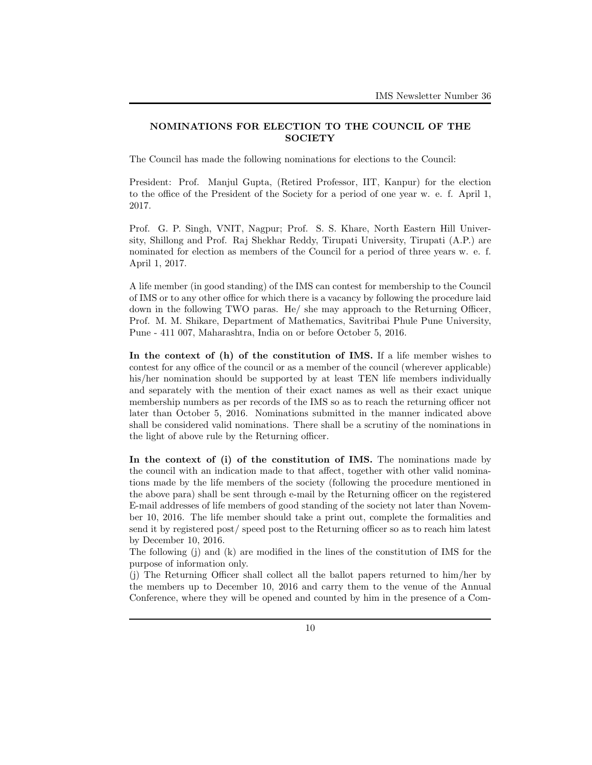## NOMINATIONS FOR ELECTION TO THE COUNCIL OF THE SOCIETY

The Council has made the following nominations for elections to the Council:

President: Prof. Manjul Gupta, (Retired Professor, IIT, Kanpur) for the election to the office of the President of the Society for a period of one year w. e. f. April 1, 2017.

Prof. G. P. Singh, VNIT, Nagpur; Prof. S. S. Khare, North Eastern Hill University, Shillong and Prof. Raj Shekhar Reddy, Tirupati University, Tirupati (A.P.) are nominated for election as members of the Council for a period of three years w. e. f. April 1, 2017.

A life member (in good standing) of the IMS can contest for membership to the Council of IMS or to any other office for which there is a vacancy by following the procedure laid down in the following TWO paras. He/ she may approach to the Returning Officer, Prof. M. M. Shikare, Department of Mathematics, Savitribai Phule Pune University, Pune - 411 007, Maharashtra, India on or before October 5, 2016.

**In the context of (h) of the constitution of IMS.** If a life member wishes to contest for any office of the council or as a member of the council (wherever applicable) his/her nomination should be supported by at least TEN life members individually and separately with the mention of their exact names as well as their exact unique membership numbers as per records of the IMS so as to reach the returning officer not later than October 5, 2016. Nominations submitted in the manner indicated above shall be considered valid nominations. There shall be a scrutiny of the nominations in the light of above rule by the Returning officer.

**In the context of (i) of the constitution of IMS.** The nominations made by the council with an indication made to that affect, together with other valid nominations made by the life members of the society (following the procedure mentioned in the above para) shall be sent through e-mail by the Returning officer on the registered E-mail addresses of life members of good standing of the society not later than November 10, 2016. The life member should take a print out, complete the formalities and send it by registered post/ speed post to the Returning officer so as to reach him latest by December 10, 2016.

The following (j) and (k) are modified in the lines of the constitution of IMS for the purpose of information only.

(j) The Returning Officer shall collect all the ballot papers returned to him/her by the members up to December 10, 2016 and carry them to the venue of the Annual Conference, where they will be opened and counted by him in the presence of a Com-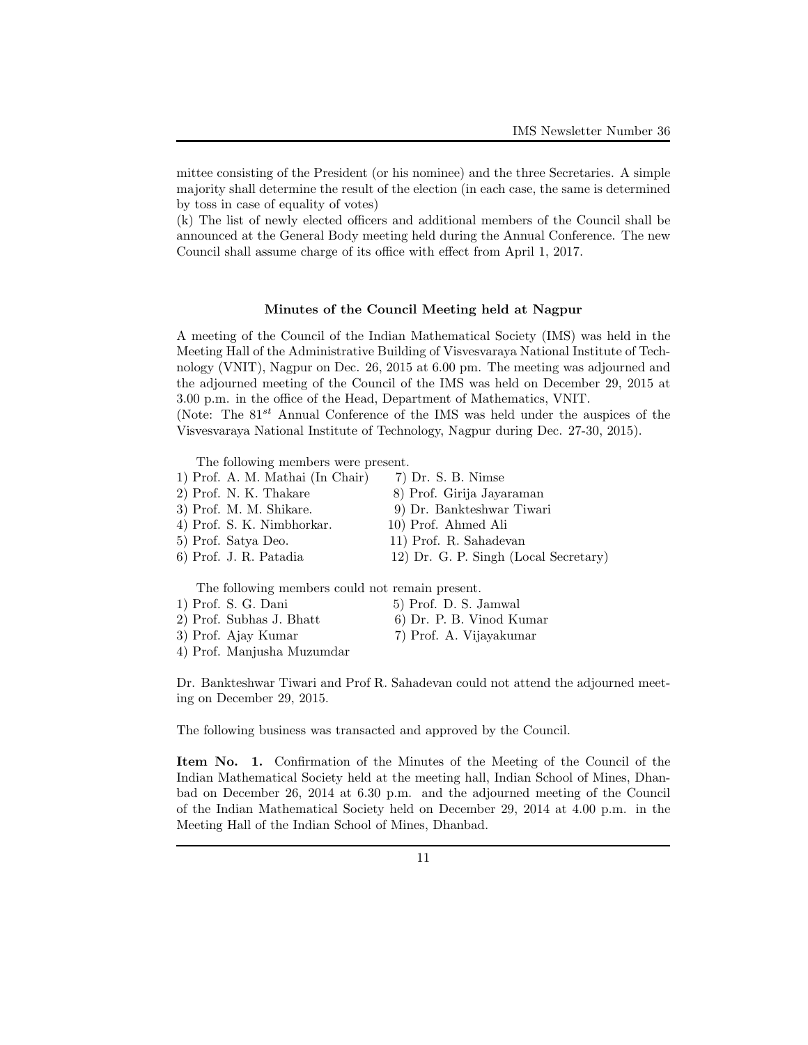mittee consisting of the President (or his nominee) and the three Secretaries. A simple majority shall determine the result of the election (in each case, the same is determined by toss in case of equality of votes)

(k) The list of newly elected officers and additional members of the Council shall be announced at the General Body meeting held during the Annual Conference. The new Council shall assume charge of its office with effect from April 1, 2017.

### Minutes of the Council Meeting held at Nagpur

A meeting of the Council of the Indian Mathematical Society (IMS) was held in the Meeting Hall of the Administrative Building of Visvesvaraya National Institute of Technology (VNIT), Nagpur on Dec. 26, 2015 at 6.00 pm. The meeting was adjourned and the adjourned meeting of the Council of the IMS was held on December 29, 2015 at 3.00 p.m. in the office of the Head, Department of Mathematics, VNIT.

(Note: The $81^{st}$ Annual Conference of the IMS was held under the auspices of the Visvesvaraya National Institute of Technology, Nagpur during Dec. 27-30, 2015).

The following members were present.

1) Prof. A. M. Mathai (In Chair)
2) Prof. N. K. Thakare
3) Prof. M. M. Shikare.
4) Prof. S. K. Nimbhorkar.
5) Prof. Satya Deo.
6) Prof. J. R. Patadia
7) Dr. S. B. Nimse
8) Prof. Girija Jayaraman
9) Dr. Bankteshwar Tiwari
10) Prof. Ahmed Ali
11) Prof. R. Sahadevan
12) Dr. G. P. Singh (Local Secretary)

The following members could not remain present.

1) Prof. S. G. Dani
2) Prof. Subhas J. Bhatt
3) Prof. Ajay Kumar
4) Prof. Manjusha Muzumdar
5) Prof. D. S. Jamwal
6) Dr. P. B. Vinod Kumar
7) Prof. A. Vijayakumar

Dr. Bankteshwar Tiwari and Prof R. Sahadevan could not attend the adjourned meeting on December 29, 2015.

The following business was transacted and approved by the Council.

**Item No. 1.** Confirmation of the Minutes of the Meeting of the Council of the Indian Mathematical Society held at the meeting hall, Indian School of Mines, Dhanbad on December 26, 2014 at 6.30 p.m. and the adjourned meeting of the Council of the Indian Mathematical Society held on December 29, 2014 at 4.00 p.m. in the Meeting Hall of the Indian School of Mines, Dhanbad.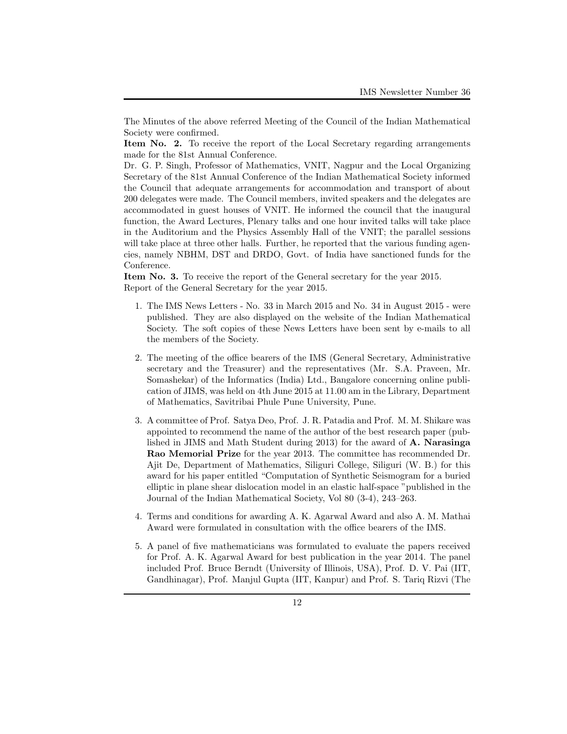The Minutes of the above referred Meeting of the Council of the Indian Mathematical Society were confirmed.

**Item No. 2.** To receive the report of the Local Secretary regarding arrangements made for the 81st Annual Conference.

Dr. G. P. Singh, Professor of Mathematics, VNIT, Nagpur and the Local Organizing Secretary of the 81st Annual Conference of the Indian Mathematical Society informed the Council that adequate arrangements for accommodation and transport of about 200 delegates were made. The Council members, invited speakers and the delegates are accommodated in guest houses of VNIT. He informed the council that the inaugural function, the Award Lectures, Plenary talks and one hour invited talks will take place in the Auditorium and the Physics Assembly Hall of the VNIT; the parallel sessions will take place at three other halls. Further, he reported that the various funding agencies, namely NBHM, DST and DRDO, Govt. of India have sanctioned funds for the Conference.

**Item No. 3.** To receive the report of the General secretary for the year 2015.

Report of the General Secretary for the year 2015.

1. The IMS News Letters - No. 33 in March 2015 and No. 34 in August 2015 - were published. They are also displayed on the website of the Indian Mathematical Society. The soft copies of these News Letters have been sent by e-mails to all the members of the Society.

2. The meeting of the office bearers of the IMS (General Secretary, Administrative secretary and the Treasurer) and the representatives (Mr. S.A. Praveen, Mr. Somashekar) of the Informatics (India) Ltd., Bangalore concerning online publication of JIMS, was held on 4th June 2015 at 11.00 am in the Library, Department of Mathematics, Savitribai Phule Pune University, Pune.

3. A committee of Prof. Satya Deo, Prof. J. R. Patadia and Prof. M. M. Shikare was appointed to recommend the name of the author of the best research paper (published in JIMS and Math Student during 2013) for the award of **A. Narasinga Rao Memorial Prize** for the year 2013. The committee has recommended Dr. Ajit De, Department of Mathematics, Siliguri College, Siliguri (W. B.) for this award for his paper entitled "Computation of Synthetic Seismogram for a buried elliptic in plane shear dislocation model in an elastic half-space "published in the Journal of the Indian Mathematical Society, Vol 80 (3-4), 243–263.

4. Terms and conditions for awarding A. K. Agarwal Award and also A. M. Mathai Award were formulated in consultation with the office bearers of the IMS.

5. A panel of five mathematicians was formulated to evaluate the papers received for Prof. A. K. Agarwal Award for best publication in the year 2014. The panel included Prof. Bruce Berndt (University of Illinois, USA), Prof. D. V. Pai (IIT, Gandhinagar), Prof. Manjul Gupta (IIT, Kanpur) and Prof. S. Tariq Rizvi (The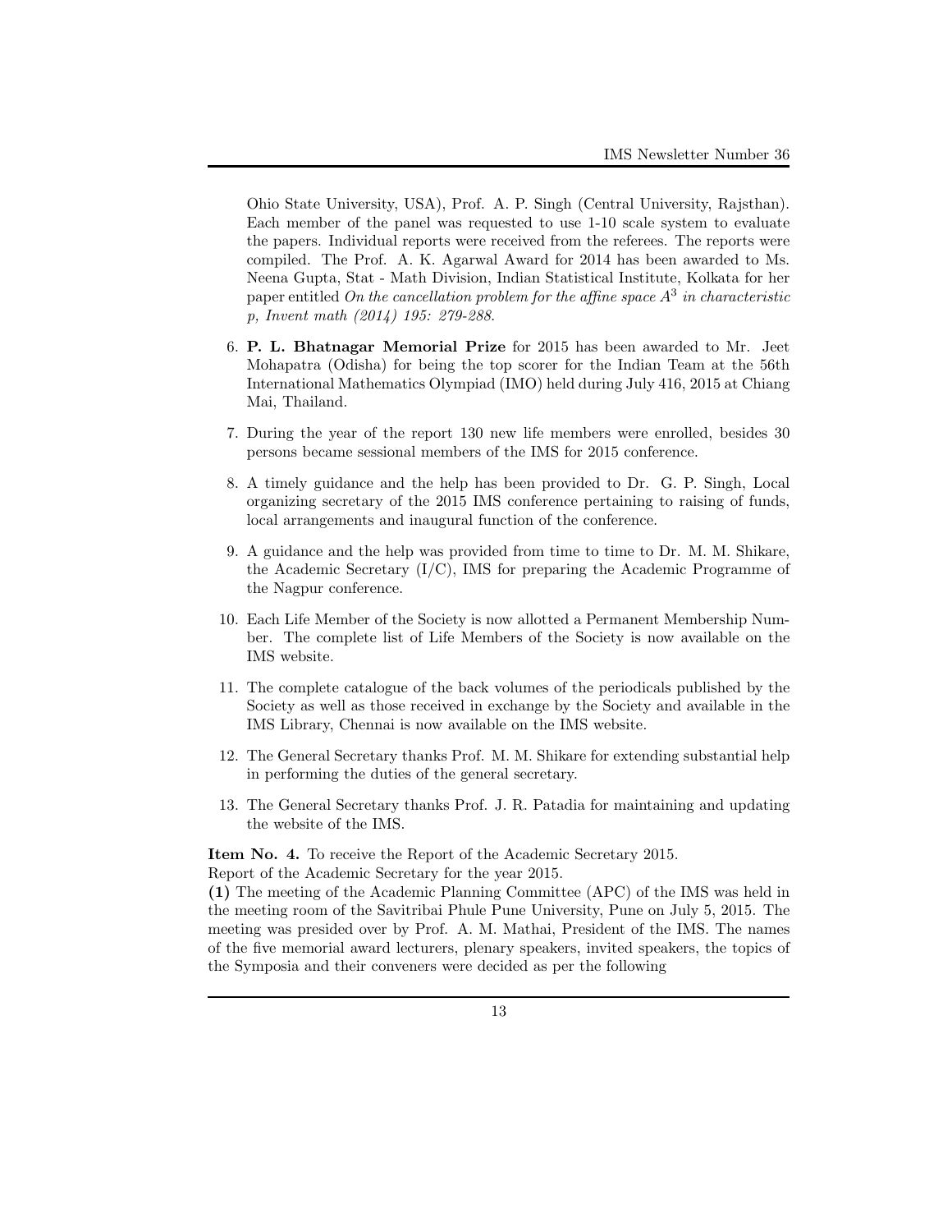Ohio State University, USA), Prof. A. P. Singh (Central University, Rajsthan). Each member of the panel was requested to use 1-10 scale system to evaluate the papers. Individual reports were received from the referees. The reports were compiled. The Prof. A. K. Agarwal Award for 2014 has been awarded to Ms. Neena Gupta, Stat - Math Division, Indian Statistical Institute, Kolkata for her paper entitled *On the cancellation problem for the affine space $A^3$ in characteristic p, Invent math (2014) 195: 279-288.*

6. **P. L. Bhatnagar Memorial Prize** for 2015 has been awarded to Mr. Jeet Mohapatra (Odisha) for being the top scorer for the Indian Team at the 56th International Mathematics Olympiad (IMO) held during July 416, 2015 at Chiang Mai, Thailand.

7. During the year of the report 130 new life members were enrolled, besides 30 persons became sessional members of the IMS for 2015 conference.

8. A timely guidance and the help has been provided to Dr. G. P. Singh, Local organizing secretary of the 2015 IMS conference pertaining to raising of funds, local arrangements and inaugural function of the conference.

9. A guidance and the help was provided from time to time to Dr. M. M. Shikare, the Academic Secretary (I/C), IMS for preparing the Academic Programme of the Nagpur conference.

10. Each Life Member of the Society is now allotted a Permanent Membership Number. The complete list of Life Members of the Society is now available on the IMS website.

11. The complete catalogue of the back volumes of the periodicals published by the Society as well as those received in exchange by the Society and available in the IMS Library, Chennai is now available on the IMS website.

12. The General Secretary thanks Prof. M. M. Shikare for extending substantial help in performing the duties of the general secretary.

13. The General Secretary thanks Prof. J. R. Patadia for maintaining and updating the website of the IMS.

**Item No. 4.** To receive the Report of the Academic Secretary 2015.

Report of the Academic Secretary for the year 2015.

**(1)** The meeting of the Academic Planning Committee (APC) of the IMS was held in the meeting room of the Savitribai Phule Pune University, Pune on July 5, 2015. The meeting was presided over by Prof. A. M. Mathai, President of the IMS. The names of the five memorial award lecturers, plenary speakers, invited speakers, the topics of the Symposia and their conveners were decided as per the following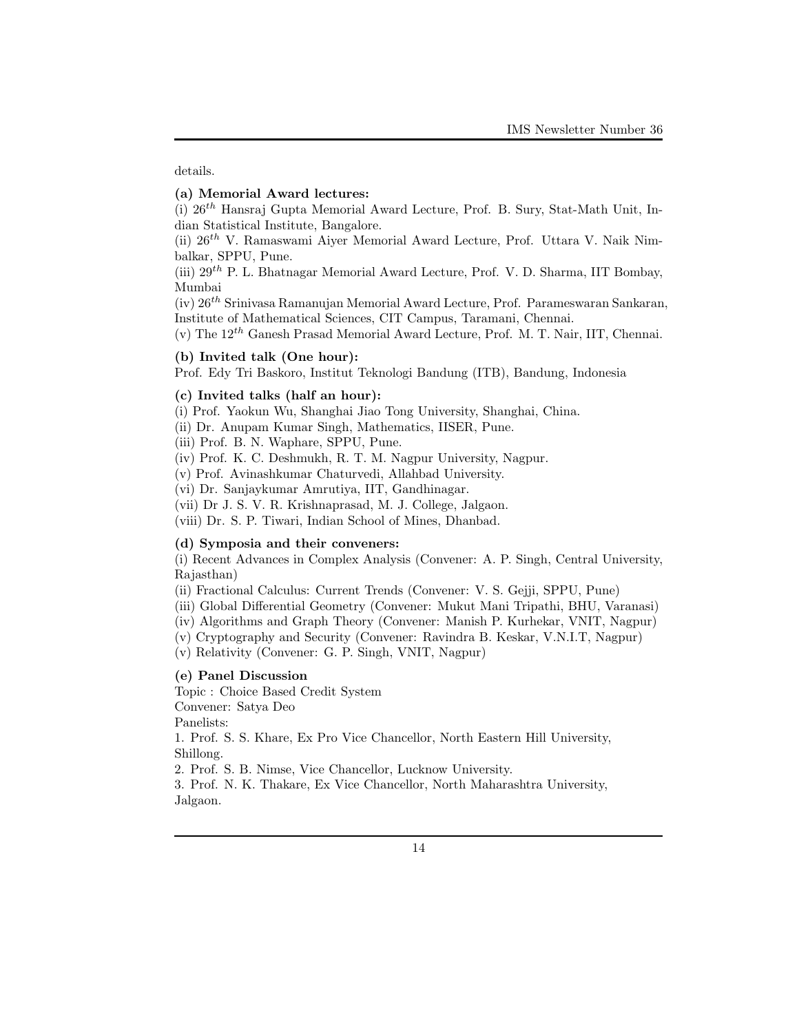details.

**(a) Memorial Award lectures:**

(i) $26^{th}$ Hansraj Gupta Memorial Award Lecture, Prof. B. Sury, Stat-Math Unit, Indian Statistical Institute, Bangalore.

(ii) $26^{th}$ V. Ramaswami Aiyer Memorial Award Lecture, Prof. Uttara V. Naik Nimbalkar, SPPU, Pune.

(iii) $29^{th}$ P. L. Bhatnagar Memorial Award Lecture, Prof. V. D. Sharma, IIT Bombay, Mumbai

(iv) $26^{th}$ Srinivasa Ramanujan Memorial Award Lecture, Prof. Parameswaran Sankaran, Institute of Mathematical Sciences, CIT Campus, Taramani, Chennai.

(v) The $12^{th}$ Ganesh Prasad Memorial Award Lecture, Prof. M. T. Nair, IIT, Chennai.

**(b) Invited talk (One hour):**

Prof. Edy Tri Baskoro, Institut Teknologi Bandung (ITB), Bandung, Indonesia

**(c) Invited talks (half an hour):**

(i) Prof. Yaokun Wu, Shanghai Jiao Tong University, Shanghai, China.

(ii) Dr. Anupam Kumar Singh, Mathematics, IISER, Pune.

(iii) Prof. B. N. Waphare, SPPU, Pune.

(iv) Prof. K. C. Deshmukh, R. T. M. Nagpur University, Nagpur.

(v) Prof. Avinashkumar Chaturvedi, Allahbad University.

(vi) Dr. Sanjaykumar Amrutiya, IIT, Gandhinagar.

(vii) Dr J. S. V. R. Krishnaprasad, M. J. College, Jalgaon.

(viii) Dr. S. P. Tiwari, Indian School of Mines, Dhanbad.

**(d) Symposia and their conveners:**

(i) Recent Advances in Complex Analysis (Convener: A. P. Singh, Central University, Rajasthan)

(ii) Fractional Calculus: Current Trends (Convener: V. S. Gejji, SPPU, Pune)

(iii) Global Differential Geometry (Convener: Mukut Mani Tripathi, BHU, Varanasi)

(iv) Algorithms and Graph Theory (Convener: Manish P. Kurhekar, VNIT, Nagpur)

(v) Cryptography and Security (Convener: Ravindra B. Keskar, V.N.I.T, Nagpur)

(v) Relativity (Convener: G. P. Singh, VNIT, Nagpur)

**(e) Panel Discussion**

Topic : Choice Based Credit System

Convener: Satya Deo

Panelists:

1. Prof. S. S. Khare, Ex Pro Vice Chancellor, North Eastern Hill University, Shillong.
2. Prof. S. B. Nimse, Vice Chancellor, Lucknow University.
3. Prof. N. K. Thakare, Ex Vice Chancellor, North Maharashtra University, Jalgaon.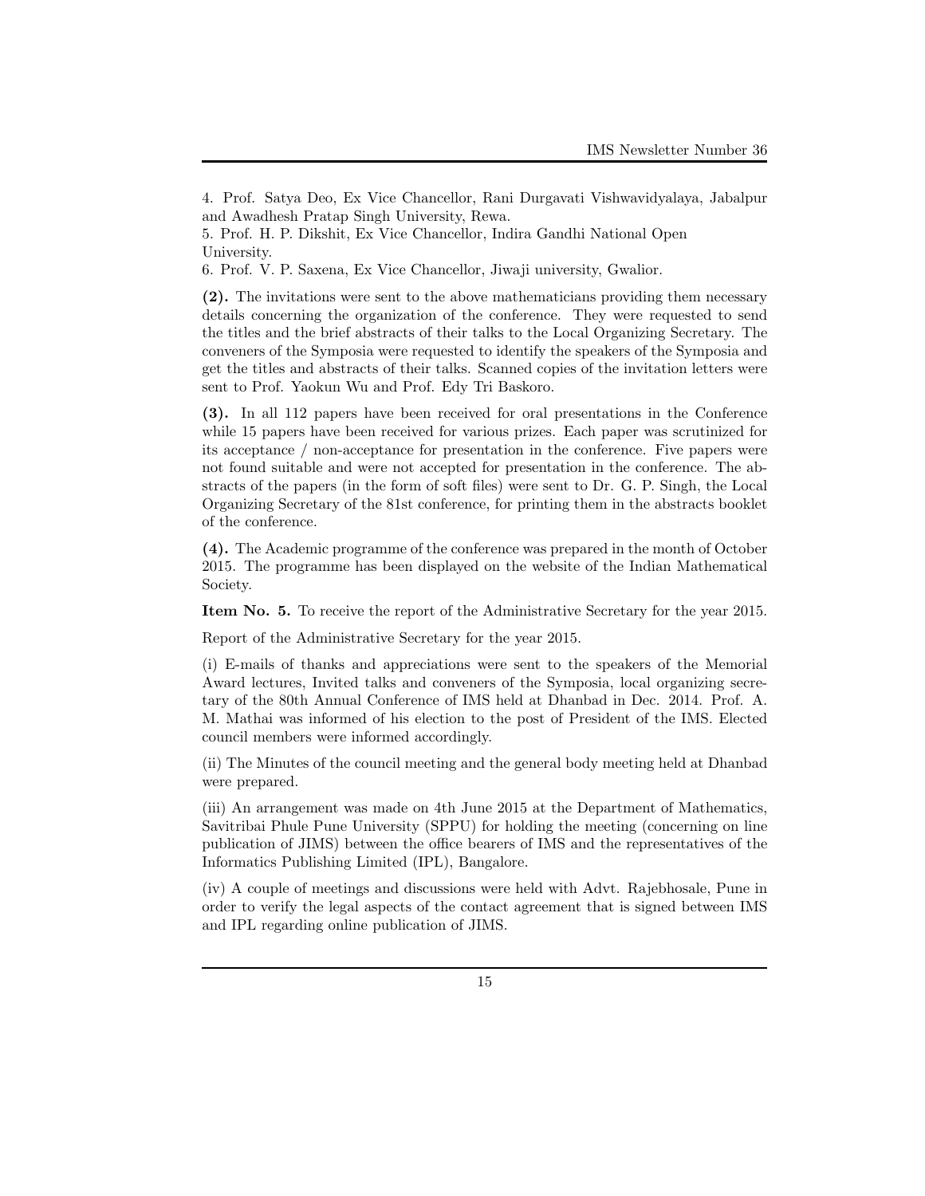4. Prof. Satya Deo, Ex Vice Chancellor, Rani Durgavati Vishwavidyalaya, Jabalpur and Awadhesh Pratap Singh University, Rewa.

5. Prof. H. P. Dikshit, Ex Vice Chancellor, Indira Gandhi National Open University.

6. Prof. V. P. Saxena, Ex Vice Chancellor, Jiwaji university, Gwalior.

**(2).** The invitations were sent to the above mathematicians providing them necessary details concerning the organization of the conference. They were requested to send the titles and the brief abstracts of their talks to the Local Organizing Secretary. The conveners of the Symposia were requested to identify the speakers of the Symposia and get the titles and abstracts of their talks. Scanned copies of the invitation letters were sent to Prof. Yaokun Wu and Prof. Edy Tri Baskoro.

**(3).** In all 112 papers have been received for oral presentations in the Conference while 15 papers have been received for various prizes. Each paper was scrutinized for its acceptance / non-acceptance for presentation in the conference. Five papers were not found suitable and were not accepted for presentation in the conference. The abstracts of the papers (in the form of soft files) were sent to Dr. G. P. Singh, the Local Organizing Secretary of the 81st conference, for printing them in the abstracts booklet of the conference.

**(4).** The Academic programme of the conference was prepared in the month of October 2015. The programme has been displayed on the website of the Indian Mathematical Society.

**Item No. 5.** To receive the report of the Administrative Secretary for the year 2015.

Report of the Administrative Secretary for the year 2015.

(i) E-mails of thanks and appreciations were sent to the speakers of the Memorial Award lectures, Invited talks and conveners of the Symposia, local organizing secretary of the 80th Annual Conference of IMS held at Dhanbad in Dec. 2014. Prof. A. M. Mathai was informed of his election to the post of President of the IMS. Elected council members were informed accordingly.

(ii) The Minutes of the council meeting and the general body meeting held at Dhanbad were prepared.

(iii) An arrangement was made on 4th June 2015 at the Department of Mathematics, Savitribai Phule Pune University (SPPU) for holding the meeting (concerning on line publication of JIMS) between the office bearers of IMS and the representatives of the Informatics Publishing Limited (IPL), Bangalore.

(iv) A couple of meetings and discussions were held with Advt. Rajebhosale, Pune in order to verify the legal aspects of the contact agreement that is signed between IMS and IPL regarding online publication of JIMS.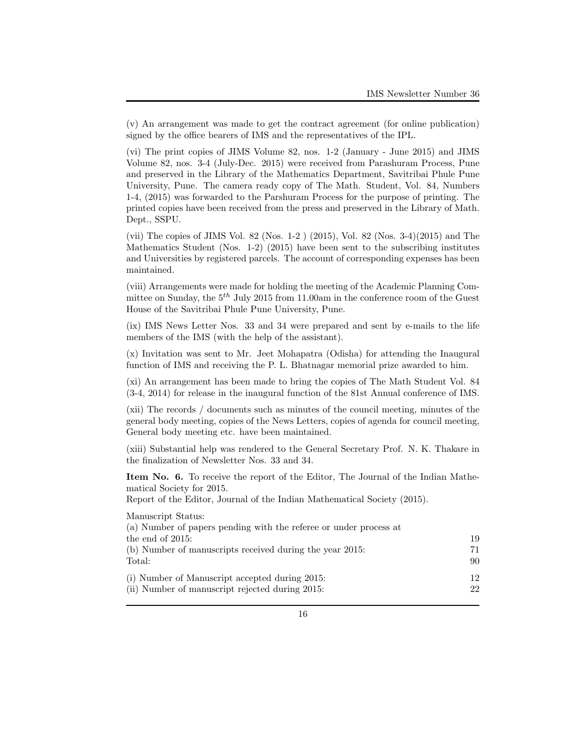(v) An arrangement was made to get the contract agreement (for online publication) signed by the office bearers of IMS and the representatives of the IPL.

(vi) The print copies of JIMS Volume 82, nos. 1-2 (January - June 2015) and JIMS Volume 82, nos. 3-4 (July-Dec. 2015) were received from Parashuram Process, Pune and preserved in the Library of the Mathematics Department, Savitribai Phule Pune University, Pune. The camera ready copy of The Math. Student, Vol. 84, Numbers 1-4, (2015) was forwarded to the Parshuram Process for the purpose of printing. The printed copies have been received from the press and preserved in the Library of Math. Dept., SSPU.

(vii) The copies of JIMS Vol. 82 (Nos. 1-2 ) (2015), Vol. 82 (Nos. 3-4)(2015) and The Mathematics Student (Nos. 1-2) (2015) have been sent to the subscribing institutes and Universities by registered parcels. The account of corresponding expenses has been maintained.

(viii) Arrangements were made for holding the meeting of the Academic Planning Committee on Sunday, the $5^{th}$ July 2015 from 11.00am in the conference room of the Guest House of the Savitribai Phule Pune University, Pune.

(ix) IMS News Letter Nos. 33 and 34 were prepared and sent by e-mails to the life members of the IMS (with the help of the assistant).

(x) Invitation was sent to Mr. Jeet Mohapatra (Odisha) for attending the Inaugural function of IMS and receiving the P. L. Bhatnagar memorial prize awarded to him.

(xi) An arrangement has been made to bring the copies of The Math Student Vol. 84 (3-4, 2014) for release in the inaugural function of the 81st Annual conference of IMS.

(xii) The records / documents such as minutes of the council meeting, minutes of the general body meeting, copies of the News Letters, copies of agenda for council meeting, General body meeting etc. have been maintained.

(xiii) Substantial help was rendered to the General Secretary Prof. N. K. Thakare in the finalization of Newsletter Nos. 33 and 34.

**Item No. 6.** To receive the report of the Editor, The Journal of the Indian Mathematical Society for 2015.
Report of the Editor, Journal of the Indian Mathematical Society (2015).

Manuscript Status:

| | |
|---|---|
| (a) Number of papers pending with the referee or under process at the end of 2015: | 19 |
| (b) Number of manuscripts received during the year 2015: | 71 |
| Total: | 90 |
| (i) Number of Manuscript accepted during 2015: | 12 |
| (ii) Number of manuscript rejected during 2015: | 22 |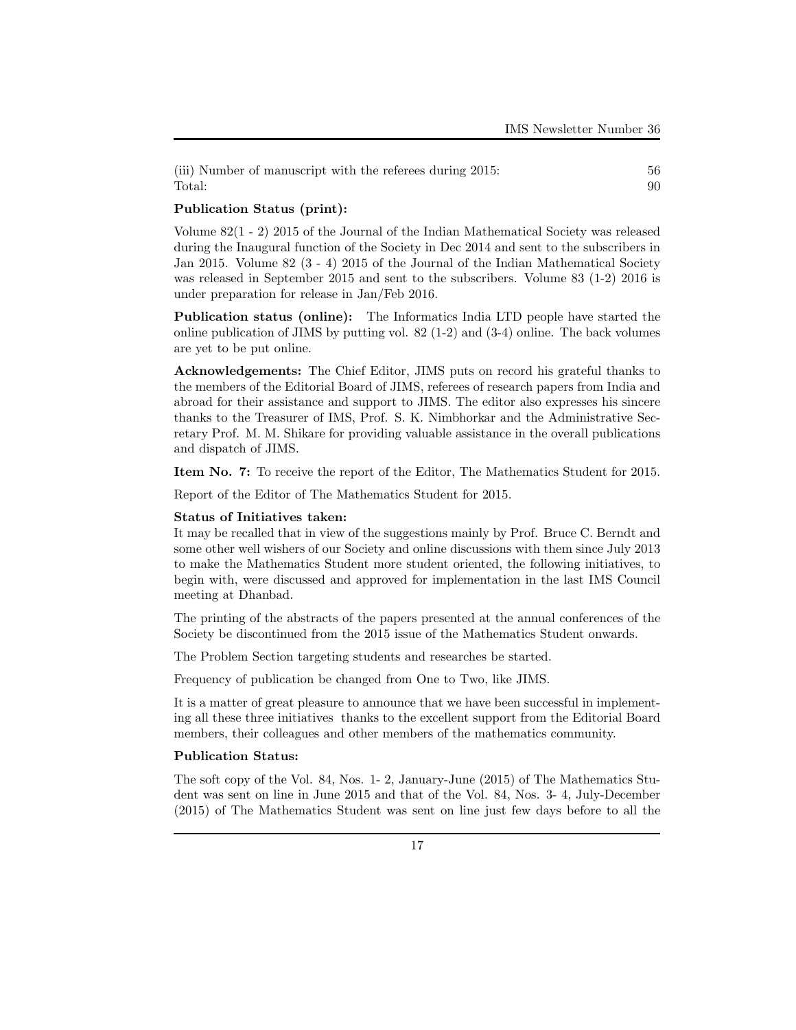| | |
|---|---|
| (iii) Number of manuscript with the referees during 2015: | 56 |
| Total: | 90 |

**Publication Status (print):**

Volume 82(1 - 2) 2015 of the Journal of the Indian Mathematical Society was released during the Inaugural function of the Society in Dec 2014 and sent to the subscribers in Jan 2015. Volume 82 (3 - 4) 2015 of the Journal of the Indian Mathematical Society was released in September 2015 and sent to the subscribers. Volume 83 (1-2) 2016 is under preparation for release in Jan/Feb 2016.

**Publication status (online):** The Informatics India LTD people have started the online publication of JIMS by putting vol. 82 (1-2) and (3-4) online. The back volumes are yet to be put online.

**Acknowledgements:** The Chief Editor, JIMS puts on record his grateful thanks to the members of the Editorial Board of JIMS, referees of research papers from India and abroad for their assistance and support to JIMS. The editor also expresses his sincere thanks to the Treasurer of IMS, Prof. S. K. Nimbhorkar and the Administrative Secretary Prof. M. M. Shikare for providing valuable assistance in the overall publications and dispatch of JIMS.

**Item No. 7:** To receive the report of the Editor, The Mathematics Student for 2015.

Report of the Editor of The Mathematics Student for 2015.

**Status of Initiatives taken:**

It may be recalled that in view of the suggestions mainly by Prof. Bruce C. Berndt and some other well wishers of our Society and online discussions with them since July 2013 to make the Mathematics Student more student oriented, the following initiatives, to begin with, were discussed and approved for implementation in the last IMS Council meeting at Dhanbad.

The printing of the abstracts of the papers presented at the annual conferences of the Society be discontinued from the 2015 issue of the Mathematics Student onwards.

The Problem Section targeting students and researches be started.

Frequency of publication be changed from One to Two, like JIMS.

It is a matter of great pleasure to announce that we have been successful in implementing all these three initiatives thanks to the excellent support from the Editorial Board members, their colleagues and other members of the mathematics community.

**Publication Status:**

The soft copy of the Vol. 84, Nos. 1- 2, January-June (2015) of The Mathematics Student was sent on line in June 2015 and that of the Vol. 84, Nos. 3- 4, July-December (2015) of The Mathematics Student was sent on line just few days before to all the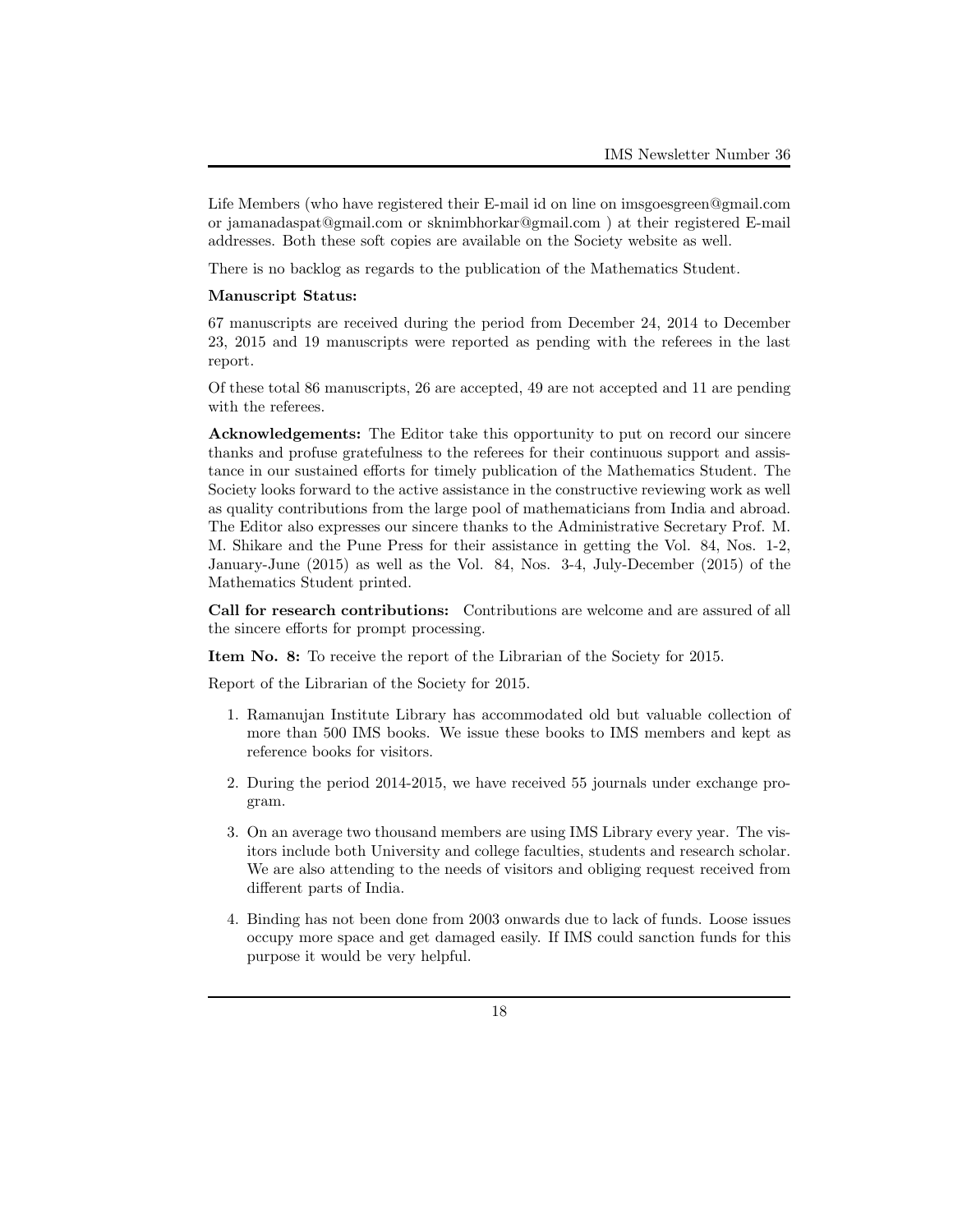Life Members (who have registered their E-mail id on line on imsgoesgreen@gmail.com or jamanadaspat@gmail.com or sknimbhorkar@gmail.com ) at their registered E-mail addresses. Both these soft copies are available on the Society website as well.

There is no backlog as regards to the publication of the Mathematics Student.

**Manuscript Status:**

67 manuscripts are received during the period from December 24, 2014 to December 23, 2015 and 19 manuscripts were reported as pending with the referees in the last report.

Of these total 86 manuscripts, 26 are accepted, 49 are not accepted and 11 are pending with the referees.

**Acknowledgements:** The Editor take this opportunity to put on record our sincere thanks and profuse gratefulness to the referees for their continuous support and assistance in our sustained efforts for timely publication of the Mathematics Student. The Society looks forward to the active assistance in the constructive reviewing work as well as quality contributions from the large pool of mathematicians from India and abroad. The Editor also expresses our sincere thanks to the Administrative Secretary Prof. M. M. Shikare and the Pune Press for their assistance in getting the Vol. 84, Nos. 1-2, January-June (2015) as well as the Vol. 84, Nos. 3-4, July-December (2015) of the Mathematics Student printed.

**Call for research contributions:** Contributions are welcome and are assured of all the sincere efforts for prompt processing.

**Item No. 8:** To receive the report of the Librarian of the Society for 2015.

Report of the Librarian of the Society for 2015.

1. Ramanujan Institute Library has accommodated old but valuable collection of more than 500 IMS books. We issue these books to IMS members and kept as reference books for visitors.

2. During the period 2014-2015, we have received 55 journals under exchange program.

3. On an average two thousand members are using IMS Library every year. The visitors include both University and college faculties, students and research scholar. We are also attending to the needs of visitors and obliging request received from different parts of India.

4. Binding has not been done from 2003 onwards due to lack of funds. Loose issues occupy more space and get damaged easily. If IMS could sanction funds for this purpose it would be very helpful.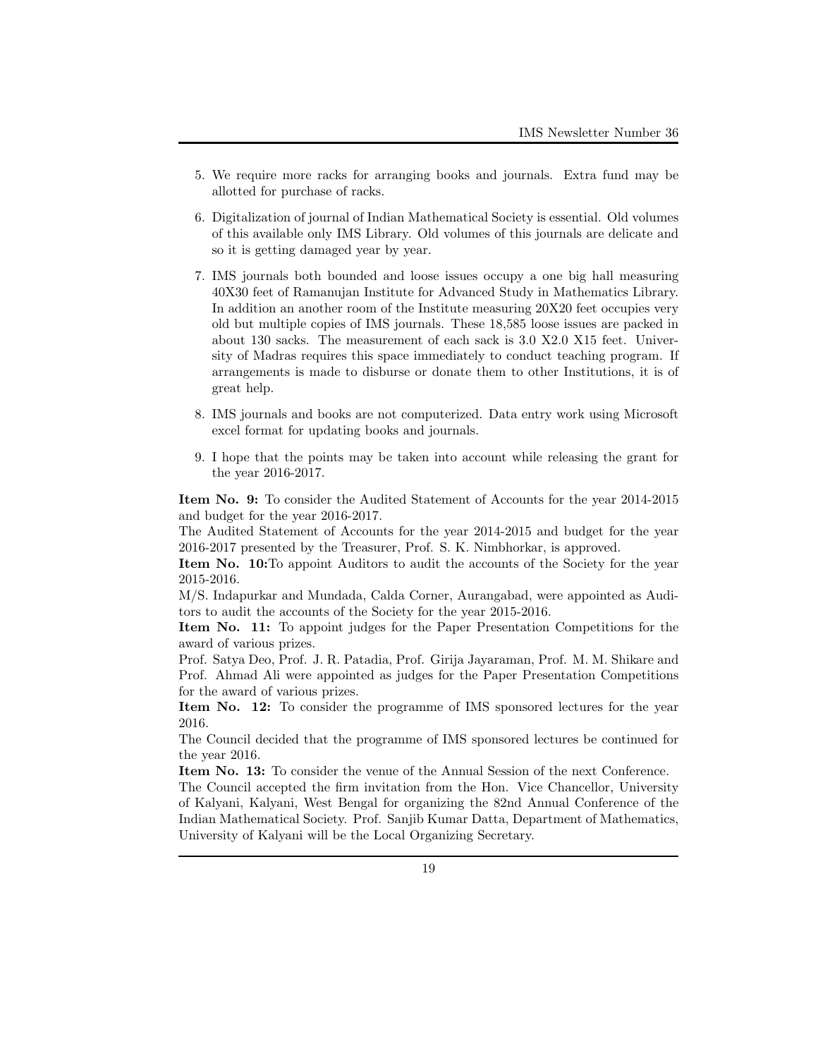5. We require more racks for arranging books and journals. Extra fund may be allotted for purchase of racks.

6. Digitalization of journal of Indian Mathematical Society is essential. Old volumes of this available only IMS Library. Old volumes of this journals are delicate and so it is getting damaged year by year.

7. IMS journals both bounded and loose issues occupy a one big hall measuring 40X30 feet of Ramanujan Institute for Advanced Study in Mathematics Library. In addition an another room of the Institute measuring 20X20 feet occupies very old but multiple copies of IMS journals. These 18,585 loose issues are packed in about 130 sacks. The measurement of each sack is 3.0 X2.0 X15 feet. University of Madras requires this space immediately to conduct teaching program. If arrangements is made to disburse or donate them to other Institutions, it is of great help.

8. IMS journals and books are not computerized. Data entry work using Microsoft excel format for updating books and journals.

9. I hope that the points may be taken into account while releasing the grant for the year 2016-2017.

**Item No. 9:** To consider the Audited Statement of Accounts for the year 2014-2015 and budget for the year 2016-2017.
The Audited Statement of Accounts for the year 2014-2015 and budget for the year 2016-2017 presented by the Treasurer, Prof. S. K. Nimbhorkar, is approved.
**Item No. 10:**To appoint Auditors to audit the accounts of the Society for the year 2015-2016.
M/S. Indapurkar and Mundada, Calda Corner, Aurangabad, were appointed as Auditors to audit the accounts of the Society for the year 2015-2016.
**Item No. 11:** To appoint judges for the Paper Presentation Competitions for the award of various prizes.
Prof. Satya Deo, Prof. J. R. Patadia, Prof. Girija Jayaraman, Prof. M. M. Shikare and Prof. Ahmad Ali were appointed as judges for the Paper Presentation Competitions for the award of various prizes.
**Item No. 12:** To consider the programme of IMS sponsored lectures for the year 2016.
The Council decided that the programme of IMS sponsored lectures be continued for the year 2016.
**Item No. 13:** To consider the venue of the Annual Session of the next Conference.
The Council accepted the firm invitation from the Hon. Vice Chancellor, University of Kalyani, Kalyani, West Bengal for organizing the 82nd Annual Conference of the Indian Mathematical Society. Prof. Sanjib Kumar Datta, Department of Mathematics, University of Kalyani will be the Local Organizing Secretary.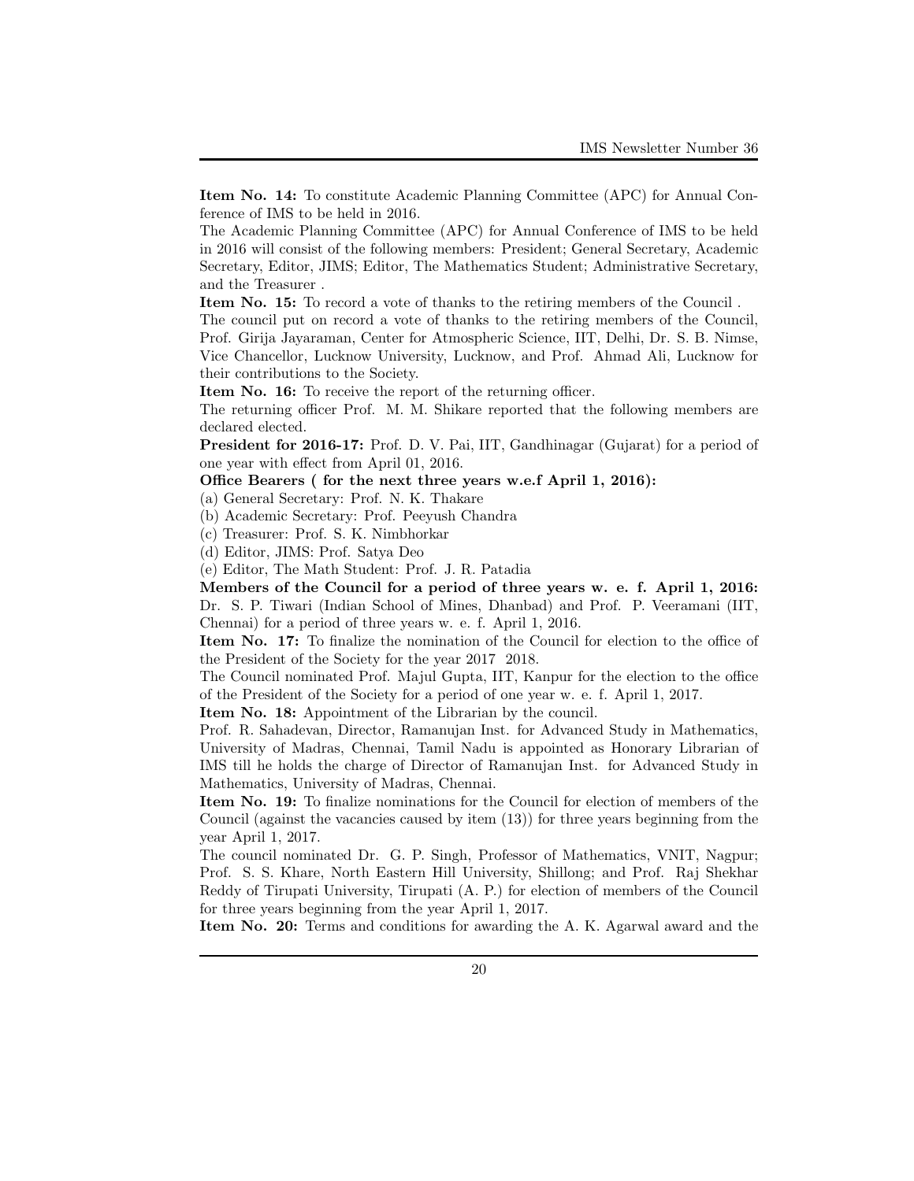**Item No. 14:** To constitute Academic Planning Committee (APC) for Annual Conference of IMS to be held in 2016.

The Academic Planning Committee (APC) for Annual Conference of IMS to be held in 2016 will consist of the following members: President; General Secretary, Academic Secretary, Editor, JIMS; Editor, The Mathematics Student; Administrative Secretary, and the Treasurer .

**Item No. 15:** To record a vote of thanks to the retiring members of the Council .

The council put on record a vote of thanks to the retiring members of the Council, Prof. Girija Jayaraman, Center for Atmospheric Science, IIT, Delhi, Dr. S. B. Nimse, Vice Chancellor, Lucknow University, Lucknow, and Prof. Ahmad Ali, Lucknow for their contributions to the Society.

**Item No. 16:** To receive the report of the returning officer.

The returning officer Prof. M. M. Shikare reported that the following members are declared elected.

**President for 2016-17:** Prof. D. V. Pai, IIT, Gandhinagar (Gujarat) for a period of one year with effect from April 01, 2016.

**Office Bearers ( for the next three years w.e.f April 1, 2016):**

(a) General Secretary: Prof. N. K. Thakare

(b) Academic Secretary: Prof. Peeyush Chandra

(c) Treasurer: Prof. S. K. Nimbhorkar

(d) Editor, JIMS: Prof. Satya Deo

(e) Editor, The Math Student: Prof. J. R. Patadia

**Members of the Council for a period of three years w. e. f. April 1, 2016:** Dr. S. P. Tiwari (Indian School of Mines, Dhanbad) and Prof. P. Veeramani (IIT, Chennai) for a period of three years w. e. f. April 1, 2016.

**Item No. 17:** To finalize the nomination of the Council for election to the office of the President of the Society for the year 2017 2018.

The Council nominated Prof. Majul Gupta, IIT, Kanpur for the election to the office of the President of the Society for a period of one year w. e. f. April 1, 2017.

**Item No. 18:** Appointment of the Librarian by the council.

Prof. R. Sahadevan, Director, Ramanujan Inst. for Advanced Study in Mathematics, University of Madras, Chennai, Tamil Nadu is appointed as Honorary Librarian of IMS till he holds the charge of Director of Ramanujan Inst. for Advanced Study in Mathematics, University of Madras, Chennai.

**Item No. 19:** To finalize nominations for the Council for election of members of the Council (against the vacancies caused by item (13)) for three years beginning from the year April 1, 2017.

The council nominated Dr. G. P. Singh, Professor of Mathematics, VNIT, Nagpur; Prof. S. S. Khare, North Eastern Hill University, Shillong; and Prof. Raj Shekhar Reddy of Tirupati University, Tirupati (A. P.) for election of members of the Council for three years beginning from the year April 1, 2017.

**Item No. 20:** Terms and conditions for awarding the A. K. Agarwal award and the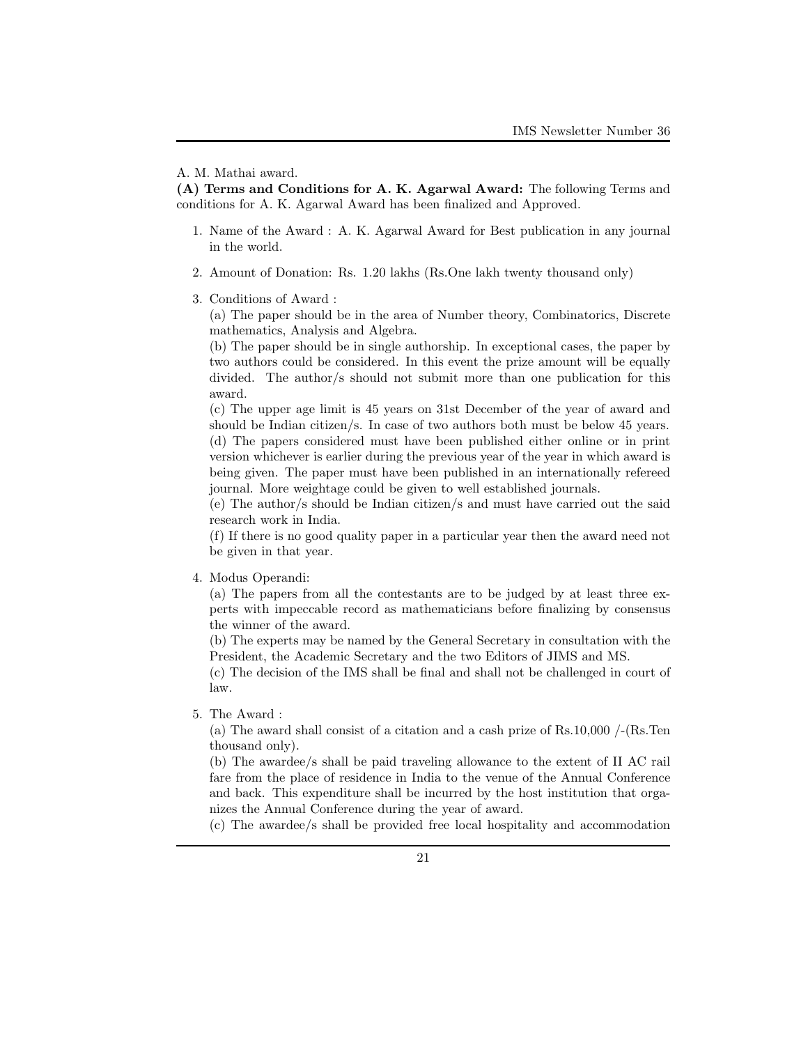A. M. Mathai award.

**(A) Terms and Conditions for A. K. Agarwal Award:** The following Terms and conditions for A. K. Agarwal Award has been finalized and Approved.

1. Name of the Award : A. K. Agarwal Award for Best publication in any journal in the world.

2. Amount of Donation: Rs. 1.20 lakhs (Rs.One lakh twenty thousand only)

3. Conditions of Award :

   (a) The paper should be in the area of Number theory, Combinatorics, Discrete mathematics, Analysis and Algebra.

   (b) The paper should be in single authorship. In exceptional cases, the paper by two authors could be considered. In this event the prize amount will be equally divided. The author/s should not submit more than one publication for this award.

   (c) The upper age limit is 45 years on 31st December of the year of award and should be Indian citizen/s. In case of two authors both must be below 45 years.

   (d) The papers considered must have been published either online or in print version whichever is earlier during the previous year of the year in which award is being given. The paper must have been published in an internationally refereed journal. More weightage could be given to well established journals.

   (e) The author/s should be Indian citizen/s and must have carried out the said research work in India.

   (f) If there is no good quality paper in a particular year then the award need not be given in that year.

4. Modus Operandi:

   (a) The papers from all the contestants are to be judged by at least three experts with impeccable record as mathematicians before finalizing by consensus the winner of the award.

   (b) The experts may be named by the General Secretary in consultation with the President, the Academic Secretary and the two Editors of JIMS and MS.

   (c) The decision of the IMS shall be final and shall not be challenged in court of law.

5. The Award :

   (a) The award shall consist of a citation and a cash prize of Rs.10,000 /-(Rs.Ten thousand only).

   (b) The awardee/s shall be paid traveling allowance to the extent of II AC rail fare from the place of residence in India to the venue of the Annual Conference and back. This expenditure shall be incurred by the host institution that organizes the Annual Conference during the year of award.

   (c) The awardee/s shall be provided free local hospitality and accommodation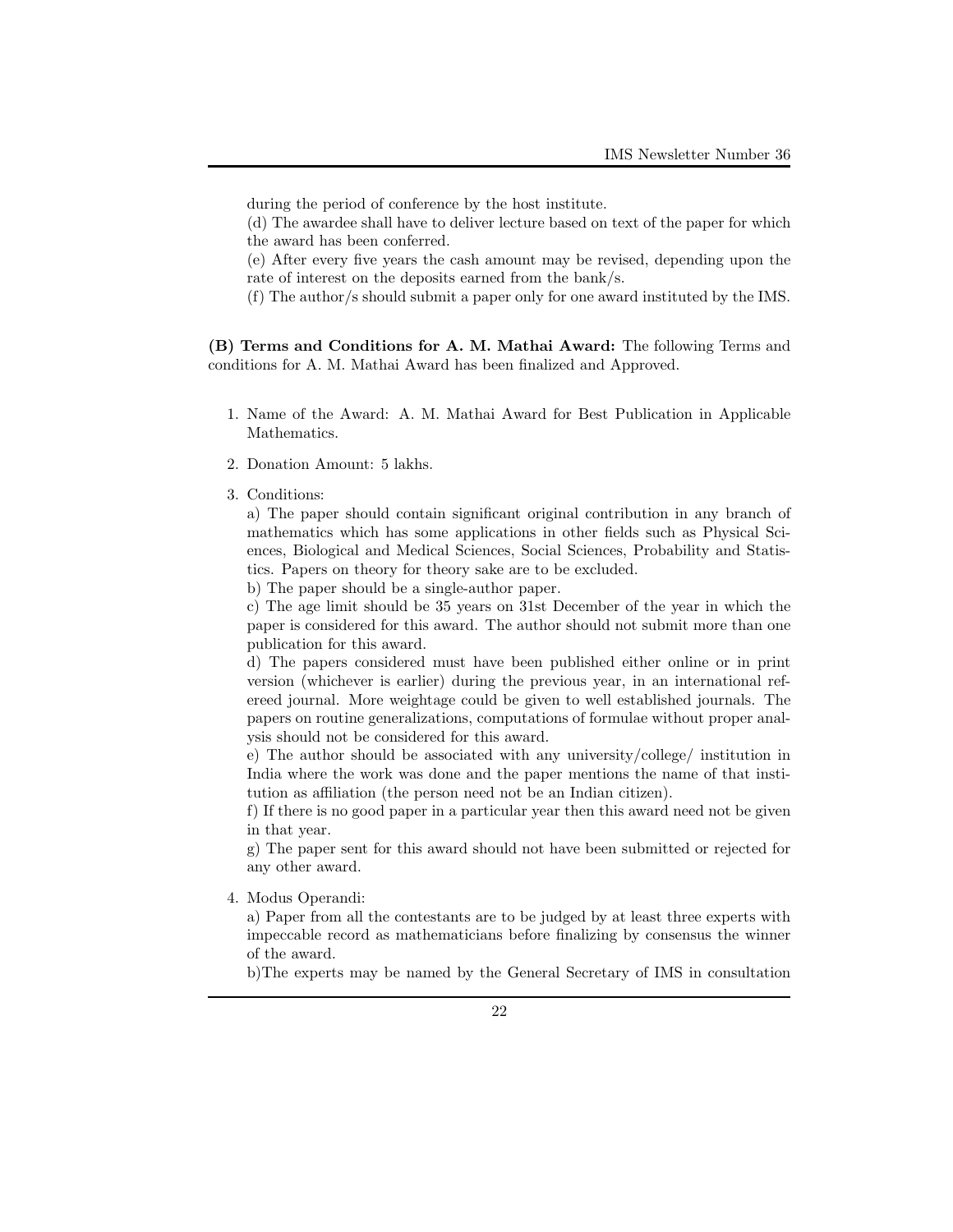during the period of conference by the host institute.

(d) The awardee shall have to deliver lecture based on text of the paper for which the award has been conferred.

(e) After every five years the cash amount may be revised, depending upon the rate of interest on the deposits earned from the bank/s.

(f) The author/s should submit a paper only for one award instituted by the IMS.

**(B) Terms and Conditions for A. M. Mathai Award:** The following Terms and conditions for A. M. Mathai Award has been finalized and Approved.

1. Name of the Award: A. M. Mathai Award for Best Publication in Applicable Mathematics.

2. Donation Amount: 5 lakhs.

3. Conditions:

   a) The paper should contain significant original contribution in any branch of mathematics which has some applications in other fields such as Physical Sciences, Biological and Medical Sciences, Social Sciences, Probability and Statistics. Papers on theory for theory sake are to be excluded.

   b) The paper should be a single-author paper.

   c) The age limit should be 35 years on 31st December of the year in which the paper is considered for this award. The author should not submit more than one publication for this award.

   d) The papers considered must have been published either online or in print version (whichever is earlier) during the previous year, in an international refereed journal. More weightage could be given to well established journals. The papers on routine generalizations, computations of formulae without proper analysis should not be considered for this award.

   e) The author should be associated with any university/college/ institution in India where the work was done and the paper mentions the name of that institution as affiliation (the person need not be an Indian citizen).

   f) If there is no good paper in a particular year then this award need not be given in that year.

   g) The paper sent for this award should not have been submitted or rejected for any other award.

4. Modus Operandi:

   a) Paper from all the contestants are to be judged by at least three experts with impeccable record as mathematicians before finalizing by consensus the winner of the award.

   b)The experts may be named by the General Secretary of IMS in consultation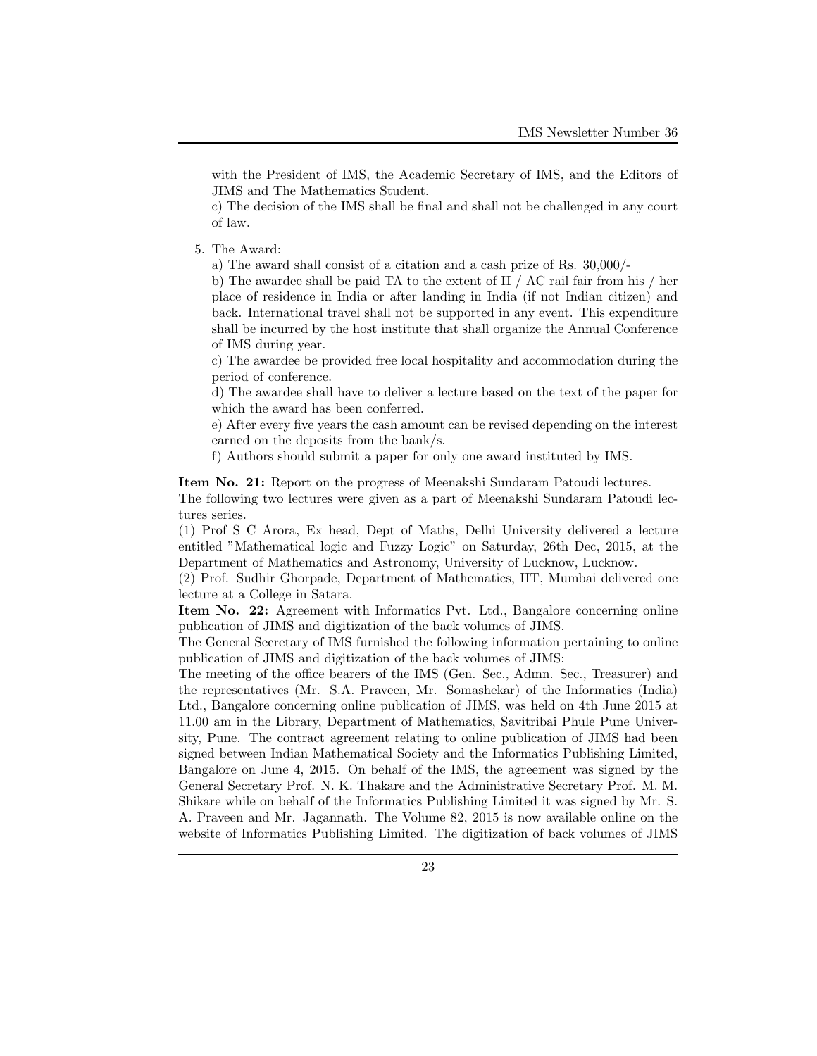with the President of IMS, the Academic Secretary of IMS, and the Editors of JIMS and The Mathematics Student.

c) The decision of the IMS shall be final and shall not be challenged in any court of law.

5. The Award:

   a) The award shall consist of a citation and a cash prize of Rs. 30,000/-

   b) The awardee shall be paid TA to the extent of II / AC rail fair from his / her place of residence in India or after landing in India (if not Indian citizen) and back. International travel shall not be supported in any event. This expenditure shall be incurred by the host institute that shall organize the Annual Conference of IMS during year.

   c) The awardee be provided free local hospitality and accommodation during the period of conference.

   d) The awardee shall have to deliver a lecture based on the text of the paper for which the award has been conferred.

   e) After every five years the cash amount can be revised depending on the interest earned on the deposits from the bank/s.

   f) Authors should submit a paper for only one award instituted by IMS.

**Item No. 21:** Report on the progress of Meenakshi Sundaram Patoudi lectures.

The following two lectures were given as a part of Meenakshi Sundaram Patoudi lectures series.

(1) Prof S C Arora, Ex head, Dept of Maths, Delhi University delivered a lecture entitled "Mathematical logic and Fuzzy Logic" on Saturday, 26th Dec, 2015, at the Department of Mathematics and Astronomy, University of Lucknow, Lucknow.

(2) Prof. Sudhir Ghorpade, Department of Mathematics, IIT, Mumbai delivered one lecture at a College in Satara.

**Item No. 22:** Agreement with Informatics Pvt. Ltd., Bangalore concerning online publication of JIMS and digitization of the back volumes of JIMS.

The General Secretary of IMS furnished the following information pertaining to online publication of JIMS and digitization of the back volumes of JIMS:

The meeting of the office bearers of the IMS (Gen. Sec., Admn. Sec., Treasurer) and the representatives (Mr. S.A. Praveen, Mr. Somashekar) of the Informatics (India) Ltd., Bangalore concerning online publication of JIMS, was held on 4th June 2015 at 11.00 am in the Library, Department of Mathematics, Savitribai Phule Pune University, Pune. The contract agreement relating to online publication of JIMS had been signed between Indian Mathematical Society and the Informatics Publishing Limited, Bangalore on June 4, 2015. On behalf of the IMS, the agreement was signed by the General Secretary Prof. N. K. Thakare and the Administrative Secretary Prof. M. M. Shikare while on behalf of the Informatics Publishing Limited it was signed by Mr. S. A. Praveen and Mr. Jagannath. The Volume 82, 2015 is now available online on the website of Informatics Publishing Limited. The digitization of back volumes of JIMS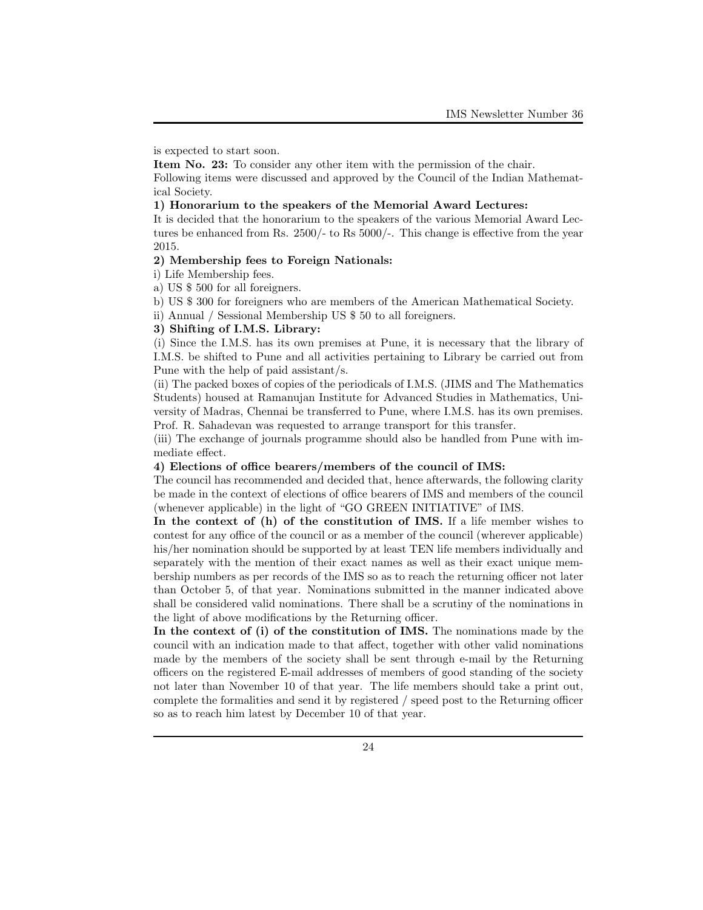is expected to start soon.

**Item No. 23:** To consider any other item with the permission of the chair.

Following items were discussed and approved by the Council of the Indian Mathematical Society.

**1) Honorarium to the speakers of the Memorial Award Lectures:**

It is decided that the honorarium to the speakers of the various Memorial Award Lectures be enhanced from Rs. 2500/- to Rs 5000/-. This change is effective from the year 2015.

**2) Membership fees to Foreign Nationals:**

i) Life Membership fees.

a) US $ 500 for all foreigners.

b) US $ 300 for foreigners who are members of the American Mathematical Society.

ii) Annual / Sessional Membership US $ 50 to all foreigners.

**3) Shifting of I.M.S. Library:**

(i) Since the I.M.S. has its own premises at Pune, it is necessary that the library of I.M.S. be shifted to Pune and all activities pertaining to Library be carried out from Pune with the help of paid assistant/s.

(ii) The packed boxes of copies of the periodicals of I.M.S. (JIMS and The Mathematics Students) housed at Ramanujan Institute for Advanced Studies in Mathematics, University of Madras, Chennai be transferred to Pune, where I.M.S. has its own premises. Prof. R. Sahadevan was requested to arrange transport for this transfer.

(iii) The exchange of journals programme should also be handled from Pune with immediate effect.

**4) Elections of office bearers/members of the council of IMS:**

The council has recommended and decided that, hence afterwards, the following clarity be made in the context of elections of office bearers of IMS and members of the council (whenever applicable) in the light of "GO GREEN INITIATIVE" of IMS.

**In the context of (h) of the constitution of IMS.** If a life member wishes to contest for any office of the council or as a member of the council (wherever applicable) his/her nomination should be supported by at least TEN life members individually and separately with the mention of their exact names as well as their exact unique membership numbers as per records of the IMS so as to reach the returning officer not later than October 5, of that year. Nominations submitted in the manner indicated above shall be considered valid nominations. There shall be a scrutiny of the nominations in the light of above modifications by the Returning officer.

**In the context of (i) of the constitution of IMS.** The nominations made by the council with an indication made to that affect, together with other valid nominations made by the members of the society shall be sent through e-mail by the Returning officers on the registered E-mail addresses of members of good standing of the society not later than November 10 of that year. The life members should take a print out, complete the formalities and send it by registered / speed post to the Returning officer so as to reach him latest by December 10 of that year.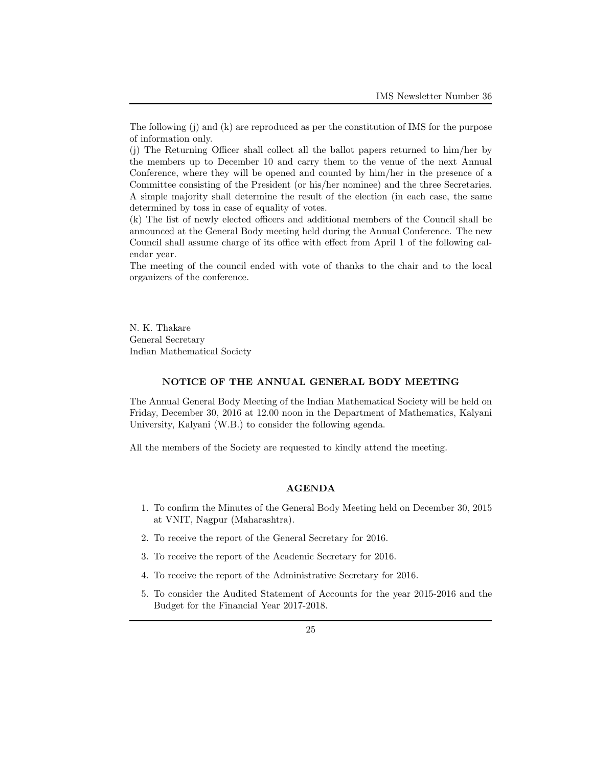The following (j) and (k) are reproduced as per the constitution of IMS for the purpose of information only.

(j) The Returning Officer shall collect all the ballot papers returned to him/her by the members up to December 10 and carry them to the venue of the next Annual Conference, where they will be opened and counted by him/her in the presence of a Committee consisting of the President (or his/her nominee) and the three Secretaries. A simple majority shall determine the result of the election (in each case, the same determined by toss in case of equality of votes.

(k) The list of newly elected officers and additional members of the Council shall be announced at the General Body meeting held during the Annual Conference. The new Council shall assume charge of its office with effect from April 1 of the following calendar year.

The meeting of the council ended with vote of thanks to the chair and to the local organizers of the conference.

N. K. Thakare
General Secretary
Indian Mathematical Society

## NOTICE OF THE ANNUAL GENERAL BODY MEETING

The Annual General Body Meeting of the Indian Mathematical Society will be held on Friday, December 30, 2016 at 12.00 noon in the Department of Mathematics, Kalyani University, Kalyani (W.B.) to consider the following agenda.

All the members of the Society are requested to kindly attend the meeting.

## AGENDA

1. To confirm the Minutes of the General Body Meeting held on December 30, 2015 at VNIT, Nagpur (Maharashtra).
2. To receive the report of the General Secretary for 2016.
3. To receive the report of the Academic Secretary for 2016.
4. To receive the report of the Administrative Secretary for 2016.
5. To consider the Audited Statement of Accounts for the year 2015-2016 and the Budget for the Financial Year 2017-2018.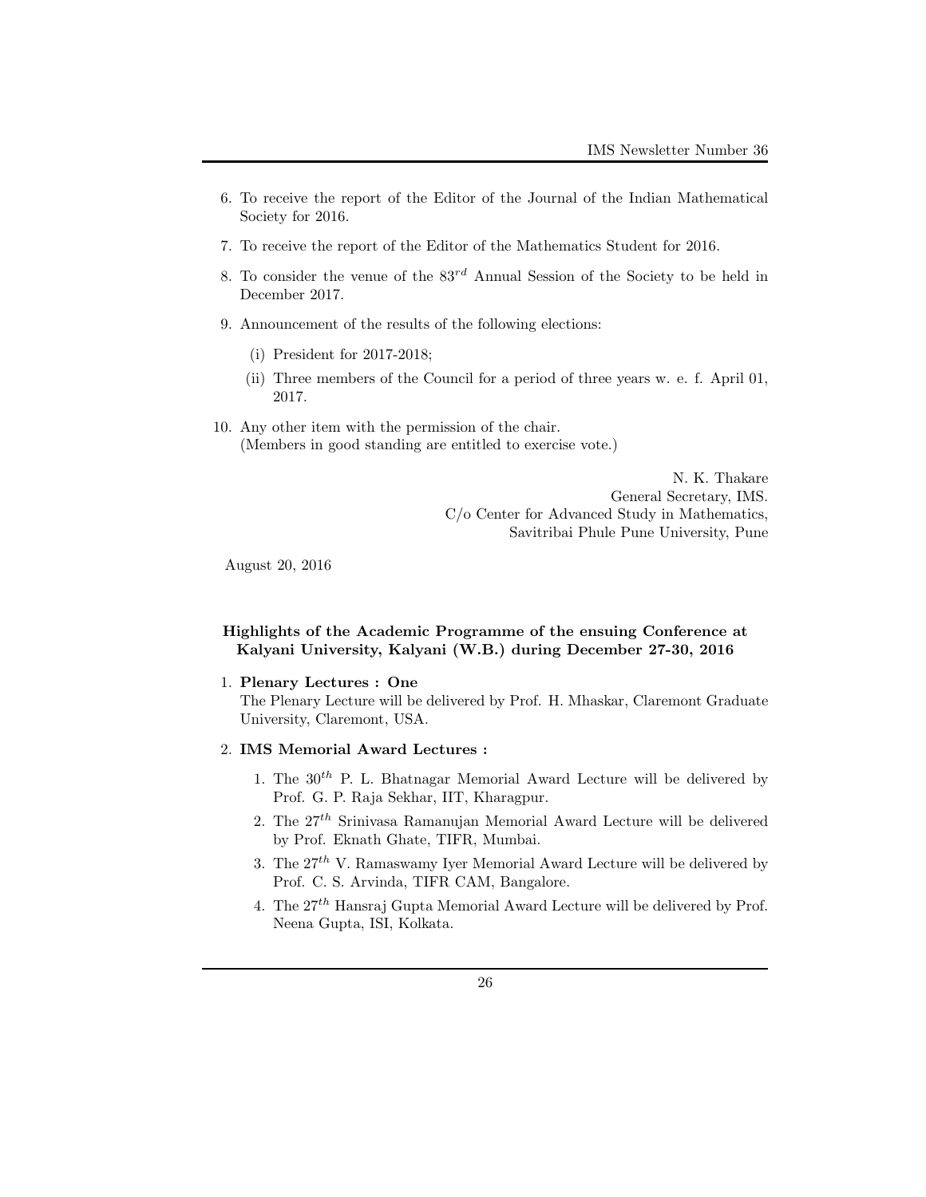6. To receive the report of the Editor of the Journal of the Indian Mathematical Society for 2016.

7. To receive the report of the Editor of the Mathematics Student for 2016.

8. To consider the venue of the $83^{rd}$ Annual Session of the Society to be held in December 2017.

9. Announcement of the results of the following elections:

   (i) President for 2017-2018;

   (ii) Three members of the Council for a period of three years w. e. f. April 01, 2017.

10. Any other item with the permission of the chair.
    (Members in good standing are entitled to exercise vote.)

N. K. Thakare
General Secretary, IMS.
C/o Center for Advanced Study in Mathematics,
Savitribai Phule Pune University, Pune

August 20, 2016

### Highlights of the Academic Programme of the ensuing Conference at Kalyani University, Kalyani (W.B.) during December 27-30, 2016

1. **Plenary Lectures : One**
   The Plenary Lecture will be delivered by Prof. H. Mhaskar, Claremont Graduate University, Claremont, USA.

2. **IMS Memorial Award Lectures :**

   1. The $30^{th}$ P. L. Bhatnagar Memorial Award Lecture will be delivered by Prof. G. P. Raja Sekhar, IIT, Kharagpur.
   2. The $27^{th}$ Srinivasa Ramanujan Memorial Award Lecture will be delivered by Prof. Eknath Ghate, TIFR, Mumbai.
   3. The $27^{th}$ V. Ramaswamy Iyer Memorial Award Lecture will be delivered by Prof. C. S. Arvinda, TIFR CAM, Bangalore.
   4. The $27^{th}$ Hansraj Gupta Memorial Award Lecture will be delivered by Prof. Neena Gupta, ISI, Kolkata.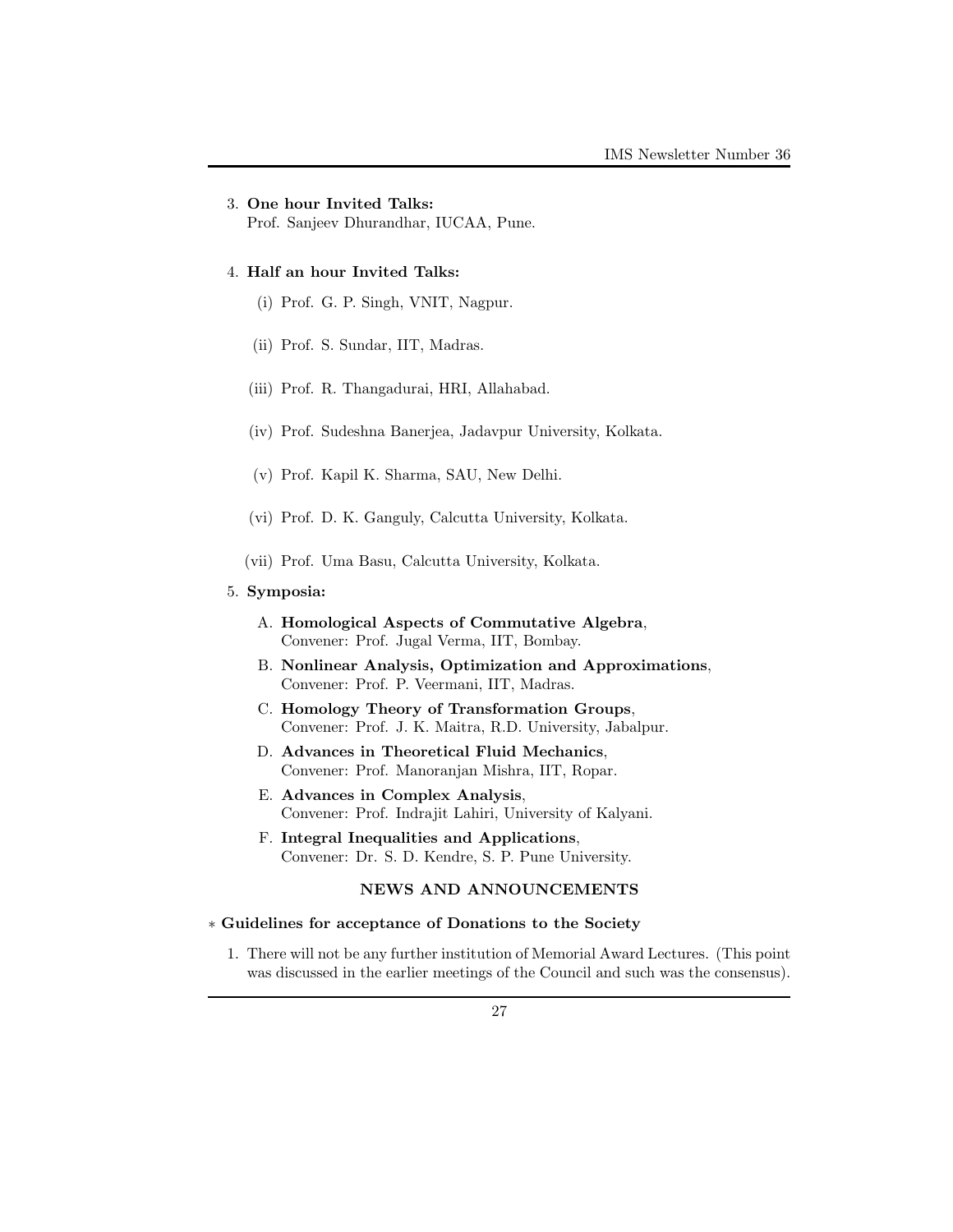3. **One hour Invited Talks:**
   Prof. Sanjeev Dhurandhar, IUCAA, Pune.

4. **Half an hour Invited Talks:**

   (i) Prof. G. P. Singh, VNIT, Nagpur.

   (ii) Prof. S. Sundar, IIT, Madras.

   (iii) Prof. R. Thangadurai, HRI, Allahabad.

   (iv) Prof. Sudeshna Banerjea, Jadavpur University, Kolkata.

   (v) Prof. Kapil K. Sharma, SAU, New Delhi.

   (vi) Prof. D. K. Ganguly, Calcutta University, Kolkata.

   (vii) Prof. Uma Basu, Calcutta University, Kolkata.

5. **Symposia:**

   A. **Homological Aspects of Commutative Algebra**,
   Convener: Prof. Jugal Verma, IIT, Bombay.

   B. **Nonlinear Analysis, Optimization and Approximations**,
   Convener: Prof. P. Veermani, IIT, Madras.

   C. **Homology Theory of Transformation Groups**,
   Convener: Prof. J. K. Maitra, R.D. University, Jabalpur.

   D. **Advances in Theoretical Fluid Mechanics**,
   Convener: Prof. Manoranjan Mishra, IIT, Ropar.

   E. **Advances in Complex Analysis**,
   Convener: Prof. Indrajit Lahiri, University of Kalyani.

   F. **Integral Inequalities and Applications**,
   Convener: Dr. S. D. Kendre, S. P. Pune University.

## NEWS AND ANNOUNCEMENTS

∗ **Guidelines for acceptance of Donations to the Society**

1. There will not be any further institution of Memorial Award Lectures. (This point was discussed in the earlier meetings of the Council and such was the consensus).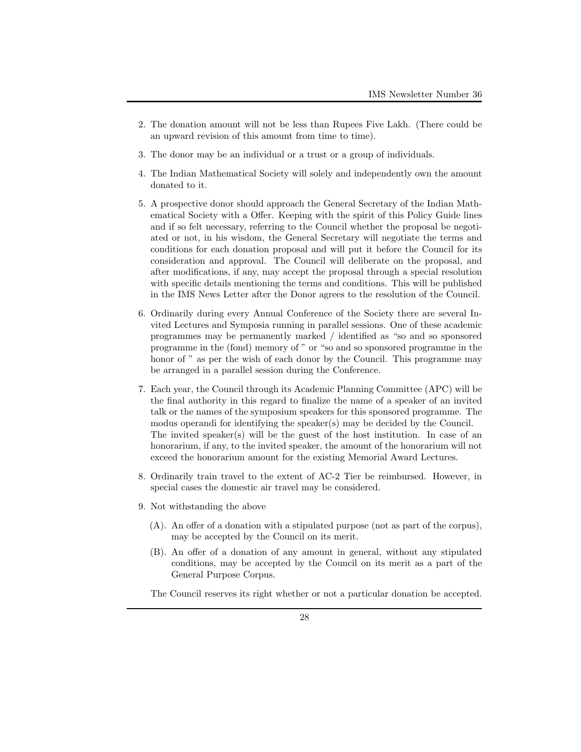2. The donation amount will not be less than Rupees Five Lakh. (There could be an upward revision of this amount from time to time).

3. The donor may be an individual or a trust or a group of individuals.

4. The Indian Mathematical Society will solely and independently own the amount donated to it.

5. A prospective donor should approach the General Secretary of the Indian Mathematical Society with a Offer. Keeping with the spirit of this Policy Guide lines and if so felt necessary, referring to the Council whether the proposal be negotiated or not, in his wisdom, the General Secretary will negotiate the terms and conditions for each donation proposal and will put it before the Council for its consideration and approval. The Council will deliberate on the proposal, and after modifications, if any, may accept the proposal through a special resolution with specific details mentioning the terms and conditions. This will be published in the IMS News Letter after the Donor agrees to the resolution of the Council.

6. Ordinarily during every Annual Conference of the Society there are several Invited Lectures and Symposia running in parallel sessions. One of these academic programmes may be permanently marked / identified as "so and so sponsored programme in the (fond) memory of " or "so and so sponsored programme in the honor of " as per the wish of each donor by the Council. This programme may be arranged in a parallel session during the Conference.

7. Each year, the Council through its Academic Planning Committee (APC) will be the final authority in this regard to finalize the name of a speaker of an invited talk or the names of the symposium speakers for this sponsored programme. The modus operandi for identifying the speaker(s) may be decided by the Council. The invited speaker(s) will be the guest of the host institution. In case of an honorarium, if any, to the invited speaker, the amount of the honorarium will not exceed the honorarium amount for the existing Memorial Award Lectures.

8. Ordinarily train travel to the extent of AC-2 Tier be reimbursed. However, in special cases the domestic air travel may be considered.

9. Not withstanding the above

   (A). An offer of a donation with a stipulated purpose (not as part of the corpus), may be accepted by the Council on its merit.

   (B). An offer of a donation of any amount in general, without any stipulated conditions, may be accepted by the Council on its merit as a part of the General Purpose Corpus.

   The Council reserves its right whether or not a particular donation be accepted.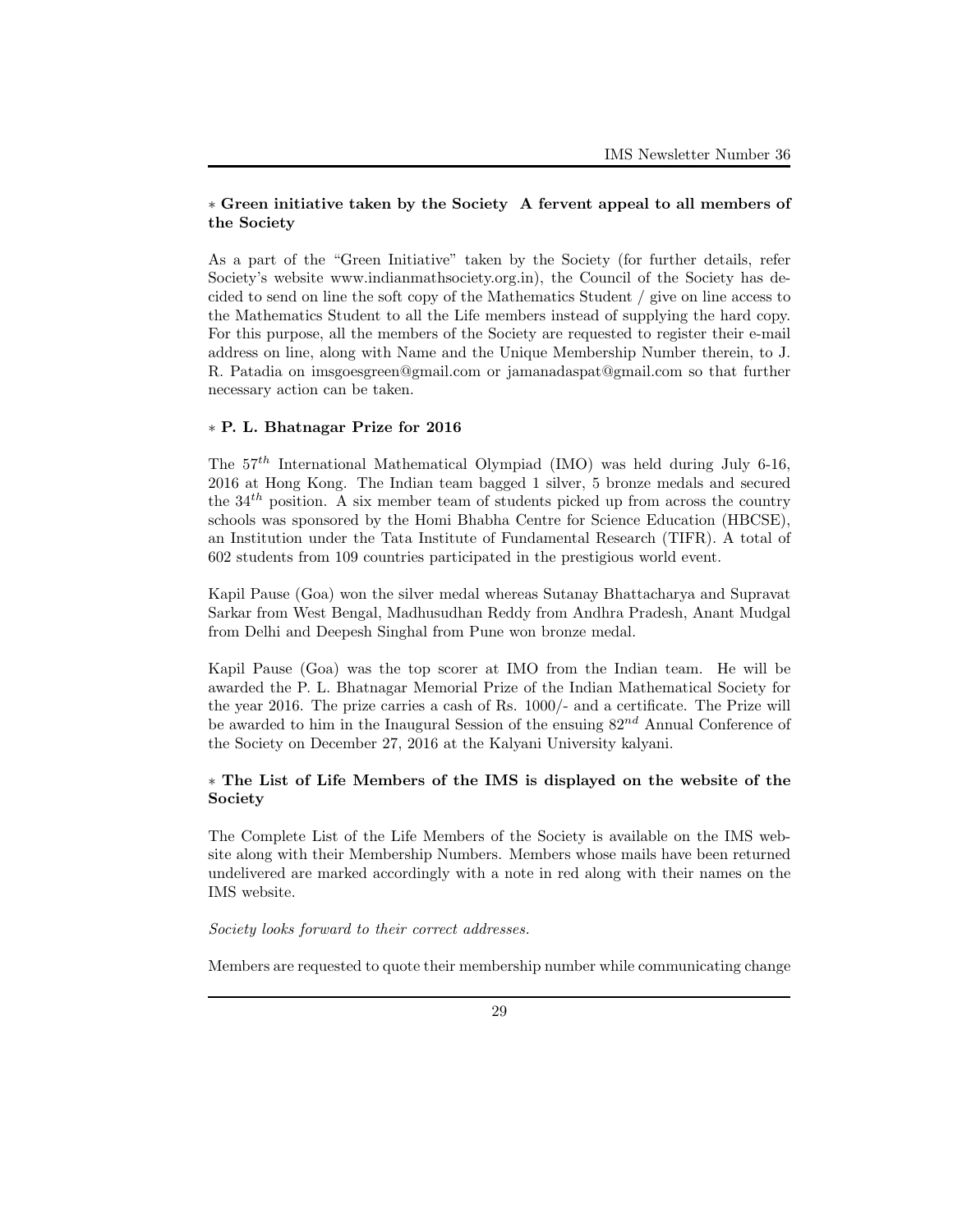∗ **Green initiative taken by the Society A fervent appeal to all members of the Society**

As a part of the "Green Initiative" taken by the Society (for further details, refer Society's website www.indianmathsociety.org.in), the Council of the Society has decided to send on line the soft copy of the Mathematics Student / give on line access to the Mathematics Student to all the Life members instead of supplying the hard copy. For this purpose, all the members of the Society are requested to register their e-mail address on line, along with Name and the Unique Membership Number therein, to J. R. Patadia on imsgoesgreen@gmail.com or jamanadaspat@gmail.com so that further necessary action can be taken.

∗ **P. L. Bhatnagar Prize for 2016**

The $57^{th}$ International Mathematical Olympiad (IMO) was held during July 6-16, 2016 at Hong Kong. The Indian team bagged 1 silver, 5 bronze medals and secured the $34^{th}$ position. A six member team of students picked up from across the country schools was sponsored by the Homi Bhabha Centre for Science Education (HBCSE), an Institution under the Tata Institute of Fundamental Research (TIFR). A total of 602 students from 109 countries participated in the prestigious world event.

Kapil Pause (Goa) won the silver medal whereas Sutanay Bhattacharya and Supravat Sarkar from West Bengal, Madhusudhan Reddy from Andhra Pradesh, Anant Mudgal from Delhi and Deepesh Singhal from Pune won bronze medal.

Kapil Pause (Goa) was the top scorer at IMO from the Indian team. He will be awarded the P. L. Bhatnagar Memorial Prize of the Indian Mathematical Society for the year 2016. The prize carries a cash of Rs. 1000/- and a certificate. The Prize will be awarded to him in the Inaugural Session of the ensuing $82^{nd}$ Annual Conference of the Society on December 27, 2016 at the Kalyani University kalyani.

∗ **The List of Life Members of the IMS is displayed on the website of the Society**

The Complete List of the Life Members of the Society is available on the IMS website along with their Membership Numbers. Members whose mails have been returned undelivered are marked accordingly with a note in red along with their names on the IMS website.

*Society looks forward to their correct addresses.*

Members are requested to quote their membership number while communicating change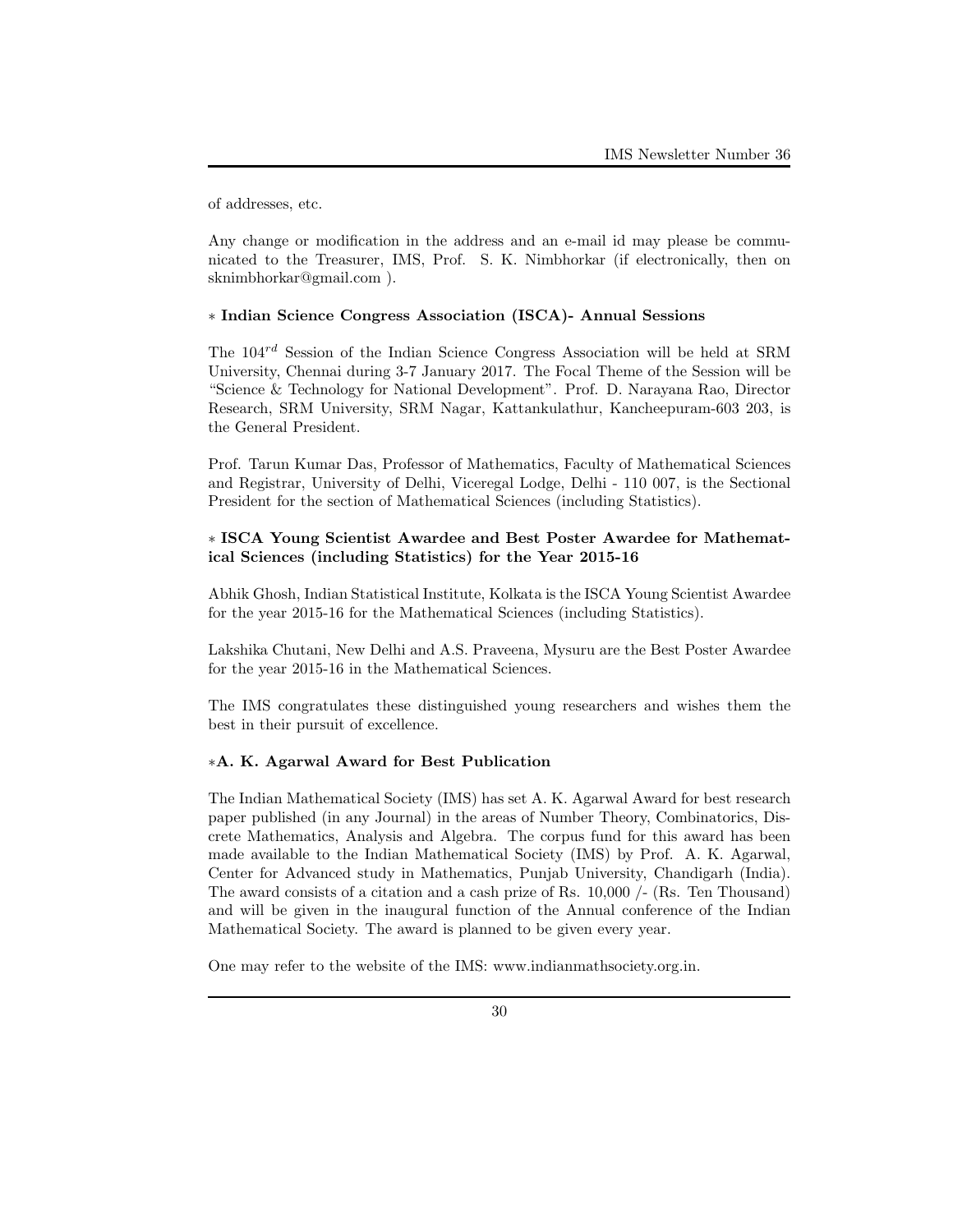of addresses, etc.

Any change or modification in the address and an e-mail id may please be communicated to the Treasurer, IMS, Prof. S. K. Nimbhorkar (if electronically, then on sknimbhorkar@gmail.com ).

### ∗ Indian Science Congress Association (ISCA)- Annual Sessions

The $104^{rd}$ Session of the Indian Science Congress Association will be held at SRM University, Chennai during 3-7 January 2017. The Focal Theme of the Session will be "Science & Technology for National Development". Prof. D. Narayana Rao, Director Research, SRM University, SRM Nagar, Kattankulathur, Kancheepuram-603 203, is the General President.

Prof. Tarun Kumar Das, Professor of Mathematics, Faculty of Mathematical Sciences and Registrar, University of Delhi, Viceregal Lodge, Delhi - 110 007, is the Sectional President for the section of Mathematical Sciences (including Statistics).

### ∗ ISCA Young Scientist Awardee and Best Poster Awardee for Mathematical Sciences (including Statistics) for the Year 2015-16

Abhik Ghosh, Indian Statistical Institute, Kolkata is the ISCA Young Scientist Awardee for the year 2015-16 for the Mathematical Sciences (including Statistics).

Lakshika Chutani, New Delhi and A.S. Praveena, Mysuru are the Best Poster Awardee for the year 2015-16 in the Mathematical Sciences.

The IMS congratulates these distinguished young researchers and wishes them the best in their pursuit of excellence.

### ∗A. K. Agarwal Award for Best Publication

The Indian Mathematical Society (IMS) has set A. K. Agarwal Award for best research paper published (in any Journal) in the areas of Number Theory, Combinatorics, Discrete Mathematics, Analysis and Algebra. The corpus fund for this award has been made available to the Indian Mathematical Society (IMS) by Prof. A. K. Agarwal, Center for Advanced study in Mathematics, Punjab University, Chandigarh (India). The award consists of a citation and a cash prize of Rs. 10,000 /- (Rs. Ten Thousand) and will be given in the inaugural function of the Annual conference of the Indian Mathematical Society. The award is planned to be given every year.

One may refer to the website of the IMS: www.indianmathsociety.org.in.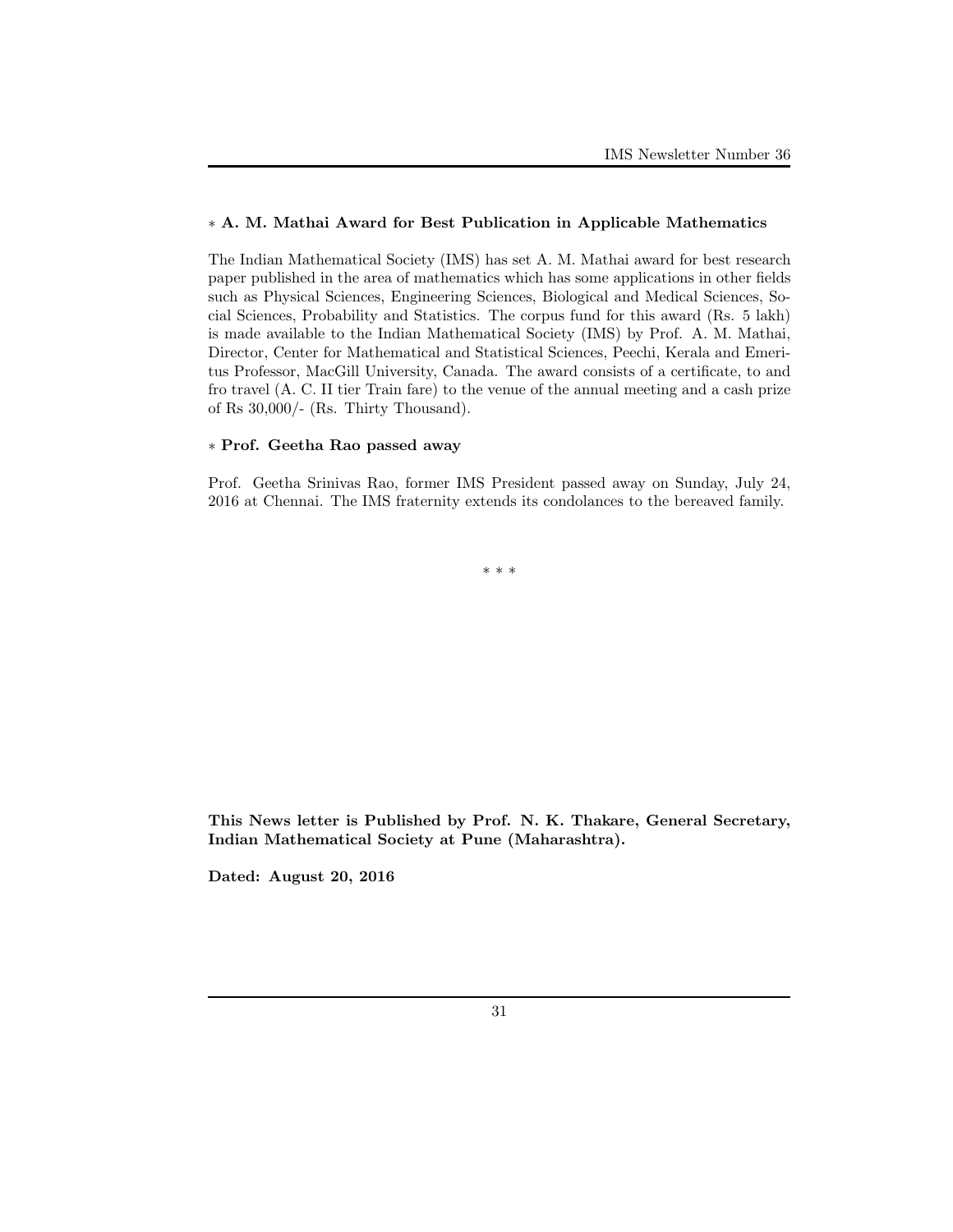### ∗ A. M. Mathai Award for Best Publication in Applicable Mathematics

The Indian Mathematical Society (IMS) has set A. M. Mathai award for best research paper published in the area of mathematics which has some applications in other fields such as Physical Sciences, Engineering Sciences, Biological and Medical Sciences, Social Sciences, Probability and Statistics. The corpus fund for this award (Rs. 5 lakh) is made available to the Indian Mathematical Society (IMS) by Prof. A. M. Mathai, Director, Center for Mathematical and Statistical Sciences, Peechi, Kerala and Emeritus Professor, MacGill University, Canada. The award consists of a certificate, to and fro travel (A. C. II tier Train fare) to the venue of the annual meeting and a cash prize of Rs 30,000/- (Rs. Thirty Thousand).

### ∗ Prof. Geetha Rao passed away

Prof. Geetha Srinivas Rao, former IMS President passed away on Sunday, July 24, 2016 at Chennai. The IMS fraternity extends its condolances to the bereaved family.

∗ ∗ ∗

**This News letter is Published by Prof. N. K. Thakare, General Secretary, Indian Mathematical Society at Pune (Maharashtra).**

**Dated: August 20, 2016**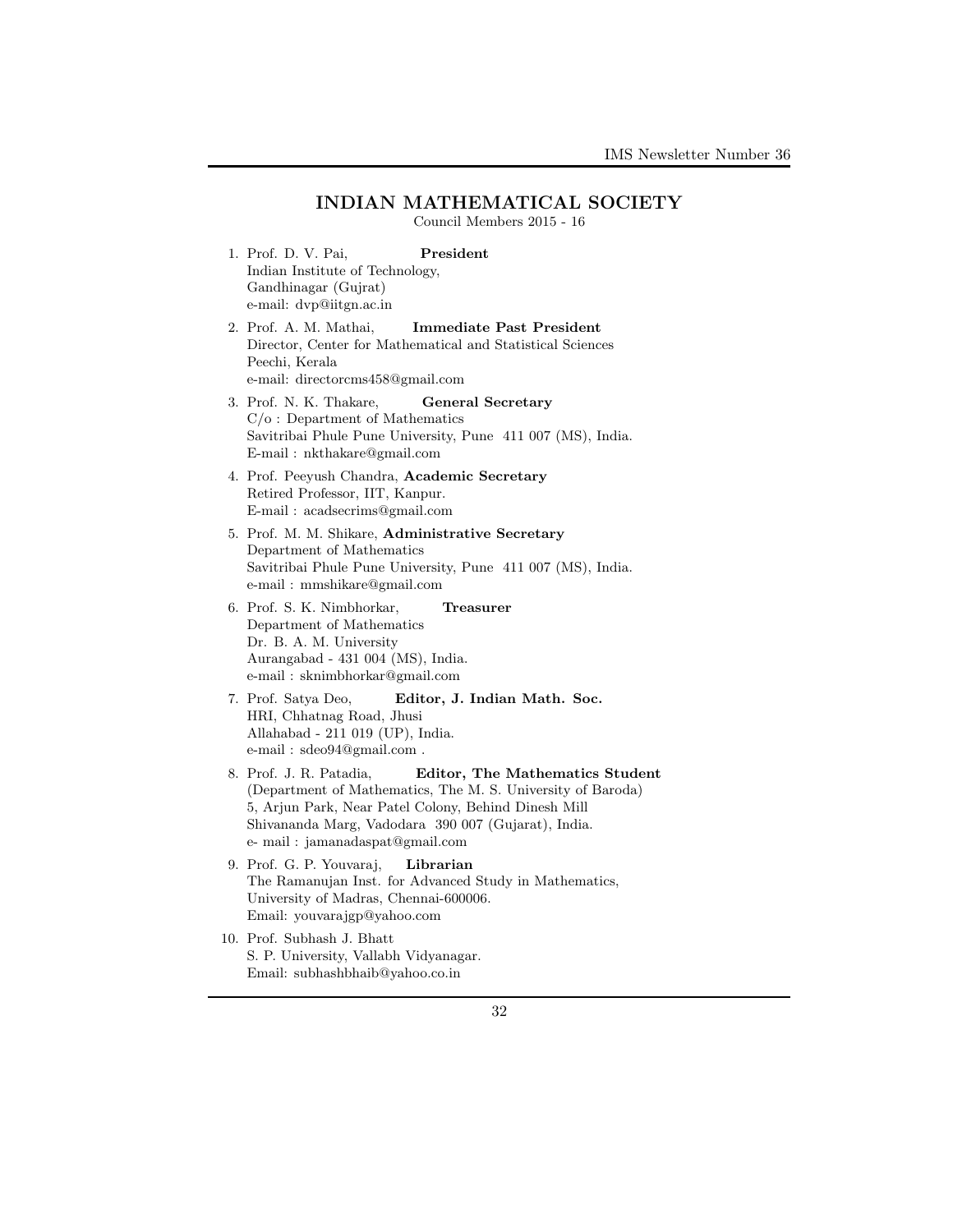## INDIAN MATHEMATICAL SOCIETY

Council Members 2015 - 16

1. Prof. D. V. Pai, **President**
   Indian Institute of Technology,
   Gandhinagar (Gujrat)
   e-mail: dvp@iitgn.ac.in

2. Prof. A. M. Mathai, **Immediate Past President**
   Director, Center for Mathematical and Statistical Sciences
   Peechi, Kerala
   e-mail: directorcms458@gmail.com

3. Prof. N. K. Thakare, **General Secretary**
   C/o : Department of Mathematics
   Savitribai Phule Pune University, Pune 411 007 (MS), India.
   E-mail : nkthakare@gmail.com

4. Prof. Peeyush Chandra, **Academic Secretary**
   Retired Professor, IIT, Kanpur.
   E-mail : acadsecrims@gmail.com

5. Prof. M. M. Shikare, **Administrative Secretary**
   Department of Mathematics
   Savitribai Phule Pune University, Pune 411 007 (MS), India.
   e-mail : mmshikare@gmail.com

6. Prof. S. K. Nimbhorkar, **Treasurer**
   Department of Mathematics
   Dr. B. A. M. University
   Aurangabad - 431 004 (MS), India.
   e-mail : sknimbhorkar@gmail.com

7. Prof. Satya Deo, **Editor, J. Indian Math. Soc.**
   HRI, Chhatnag Road, Jhusi
   Allahabad - 211 019 (UP), India.
   e-mail : sdeo94@gmail.com .

8. Prof. J. R. Patadia, **Editor, The Mathematics Student**
   (Department of Mathematics, The M. S. University of Baroda)
   5, Arjun Park, Near Patel Colony, Behind Dinesh Mill
   Shivananda Marg, Vadodara 390 007 (Gujarat), India.
   e- mail : jamanadaspat@gmail.com

9. Prof. G. P. Youvaraj, **Librarian**
   The Ramanujan Inst. for Advanced Study in Mathematics,
   University of Madras, Chennai-600006.
   Email: youvarajgp@yahoo.com

10. Prof. Subhash J. Bhatt
    S. P. University, Vallabh Vidyanagar.
    Email: subhashbhaib@yahoo.co.in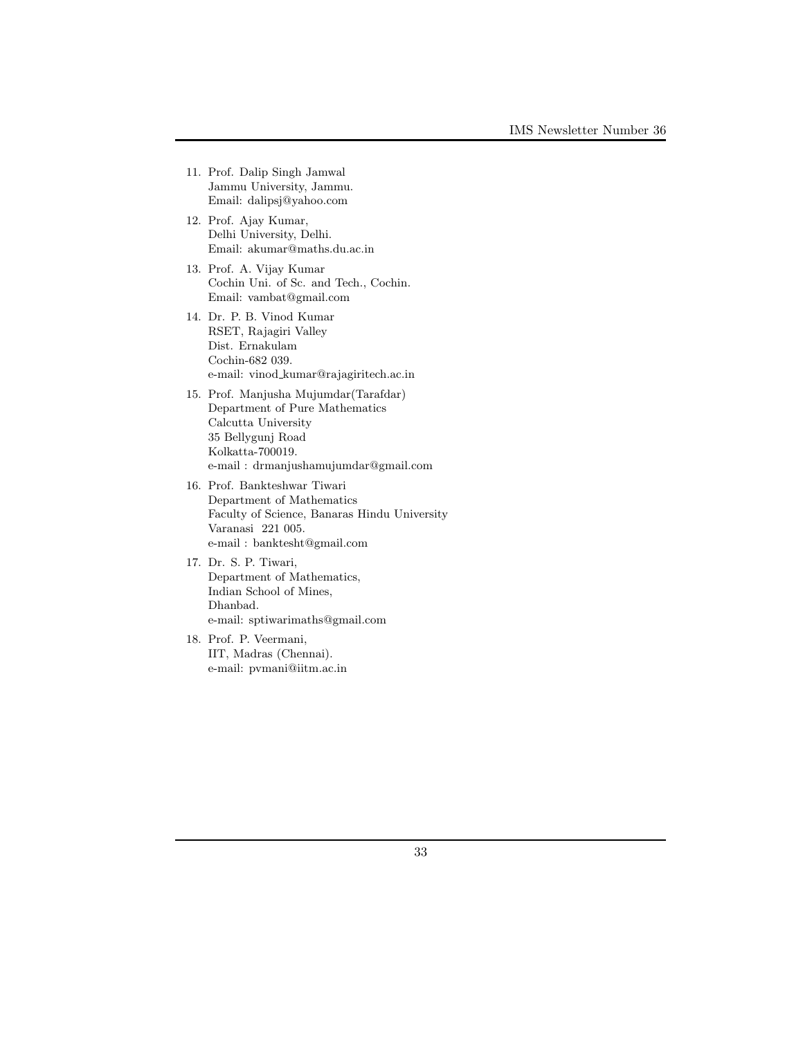11. Prof. Dalip Singh Jamwal
    Jammu University, Jammu.
    Email: dalipsj@yahoo.com

12. Prof. Ajay Kumar,
    Delhi University, Delhi.
    Email: akumar@maths.du.ac.in

13. Prof. A. Vijay Kumar
    Cochin Uni. of Sc. and Tech., Cochin.
    Email: vambat@gmail.com

14. Dr. P. B. Vinod Kumar
    RSET, Rajagiri Valley
    Dist. Ernakulam
    Cochin-682 039.
    e-mail: vinod_kumar@rajagiritech.ac.in

15. Prof. Manjusha Mujumdar(Tarafdar)
    Department of Pure Mathematics
    Calcutta University
    35 Bellygunj Road
    Kolkatta-700019.
    e-mail : drmanjushamujumdar@gmail.com

16. Prof. Bankteshwar Tiwari
    Department of Mathematics
    Faculty of Science, Banaras Hindu University
    Varanasi 221 005.
    e-mail : banktesht@gmail.com

17. Dr. S. P. Tiwari,
    Department of Mathematics,
    Indian School of Mines,
    Dhanbad.
    e-mail: sptiwarimaths@gmail.com

18. Prof. P. Veermani,
    IIT, Madras (Chennai).
    e-mail: pvmani@iitm.ac.in